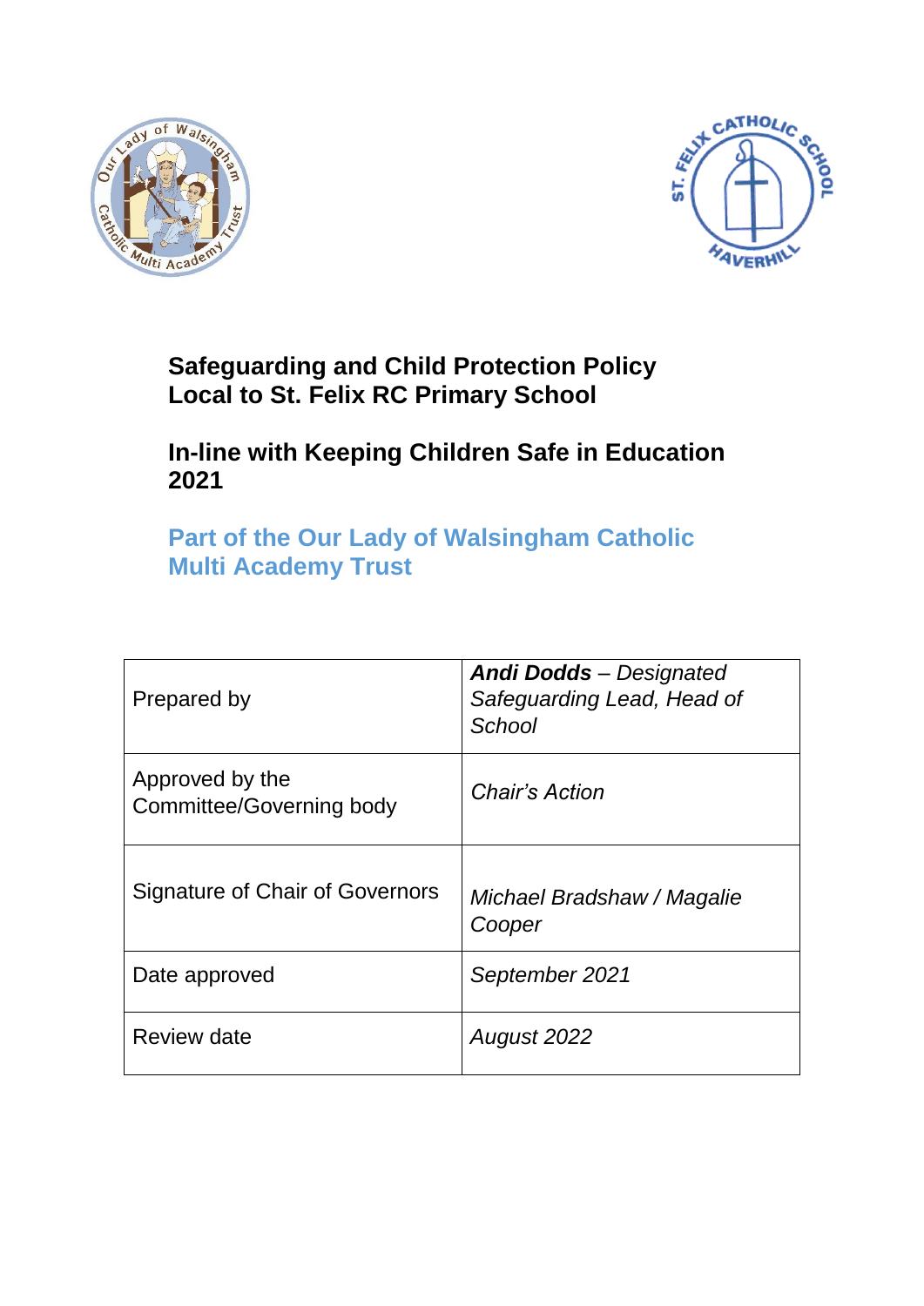# Safeguarding and Child Protection Policy Local to St. Felix RC Primary School

## In-line with Keeping Children Safe in Education 2021

### Part of the Our Lady of Walsingham Catholic Multi Academy Trust

| | |
|---|---|
| Prepared by | ***Andi Dodds*** *– Designated Safeguarding Lead, Head of School* |
| Approved by the Committee/Governing body | *Chair's Action* |
| Signature of Chair of Governors | *Michael Bradshaw / Magalie Cooper* |
| Date approved | *September 2021* |
| Review date | *August 2022* |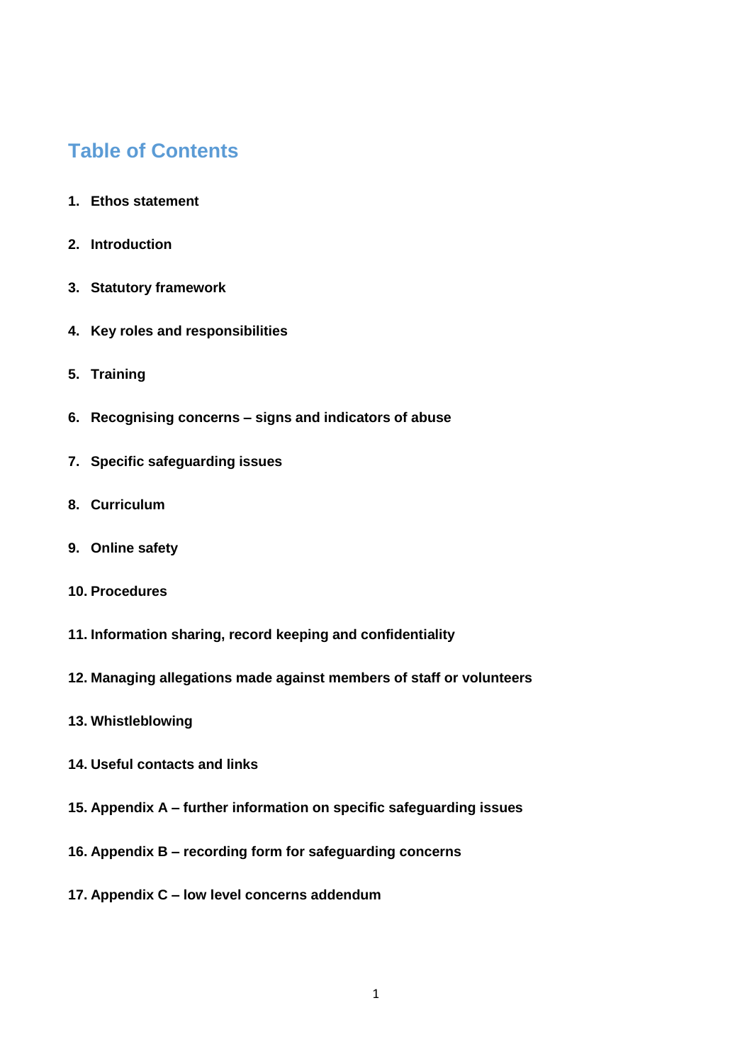## Table of Contents

1. **Ethos statement**
2. **Introduction**
3. **Statutory framework**
4. **Key roles and responsibilities**
5. **Training**
6. **Recognising concerns – signs and indicators of abuse**
7. **Specific safeguarding issues**
8. **Curriculum**
9. **Online safety**
10. **Procedures**
11. **Information sharing, record keeping and confidentiality**
12. **Managing allegations made against members of staff or volunteers**
13. **Whistleblowing**
14. **Useful contacts and links**
15. **Appendix A – further information on specific safeguarding issues**
16. **Appendix B – recording form for safeguarding concerns**
17. **Appendix C – low level concerns addendum**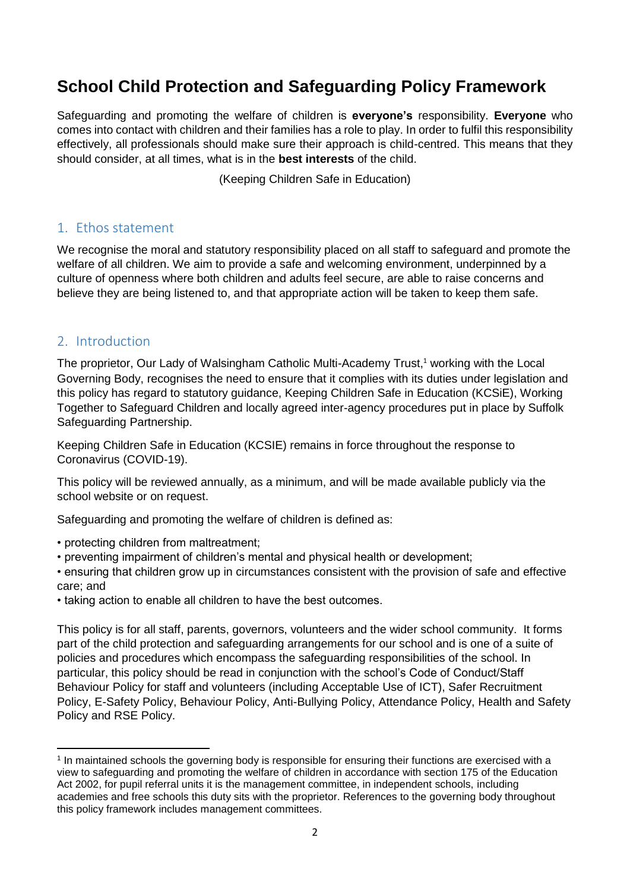# School Child Protection and Safeguarding Policy Framework

Safeguarding and promoting the welfare of children is **everyone's** responsibility. **Everyone** who comes into contact with children and their families has a role to play. In order to fulfil this responsibility effectively, all professionals should make sure their approach is child-centred. This means that they should consider, at all times, what is in the **best interests** of the child.

(Keeping Children Safe in Education)

## 1. Ethos statement

We recognise the moral and statutory responsibility placed on all staff to safeguard and promote the welfare of all children. We aim to provide a safe and welcoming environment, underpinned by a culture of openness where both children and adults feel secure, are able to raise concerns and believe they are being listened to, and that appropriate action will be taken to keep them safe.

## 2. Introduction

The proprietor, Our Lady of Walsingham Catholic Multi-Academy Trust,[1] working with the Local Governing Body, recognises the need to ensure that it complies with its duties under legislation and this policy has regard to statutory guidance, Keeping Children Safe in Education (KCSiE), Working Together to Safeguard Children and locally agreed inter-agency procedures put in place by Suffolk Safeguarding Partnership.

Keeping Children Safe in Education (KCSIE) remains in force throughout the response to Coronavirus (COVID-19).

This policy will be reviewed annually, as a minimum, and will be made available publicly via the school website or on request.

Safeguarding and promoting the welfare of children is defined as:

- protecting children from maltreatment;
- preventing impairment of children's mental and physical health or development;
- ensuring that children grow up in circumstances consistent with the provision of safe and effective care; and
- taking action to enable all children to have the best outcomes.

This policy is for all staff, parents, governors, volunteers and the wider school community. It forms part of the child protection and safeguarding arrangements for our school and is one of a suite of policies and procedures which encompass the safeguarding responsibilities of the school. In particular, this policy should be read in conjunction with the school's Code of Conduct/Staff Behaviour Policy for staff and volunteers (including Acceptable Use of ICT), Safer Recruitment Policy, E-Safety Policy, Behaviour Policy, Anti-Bullying Policy, Attendance Policy, Health and Safety Policy and RSE Policy.

[1] In maintained schools the governing body is responsible for ensuring their functions are exercised with a view to safeguarding and promoting the welfare of children in accordance with section 175 of the Education Act 2002, for pupil referral units it is the management committee, in independent schools, including academies and free schools this duty sits with the proprietor. References to the governing body throughout this policy framework includes management committees.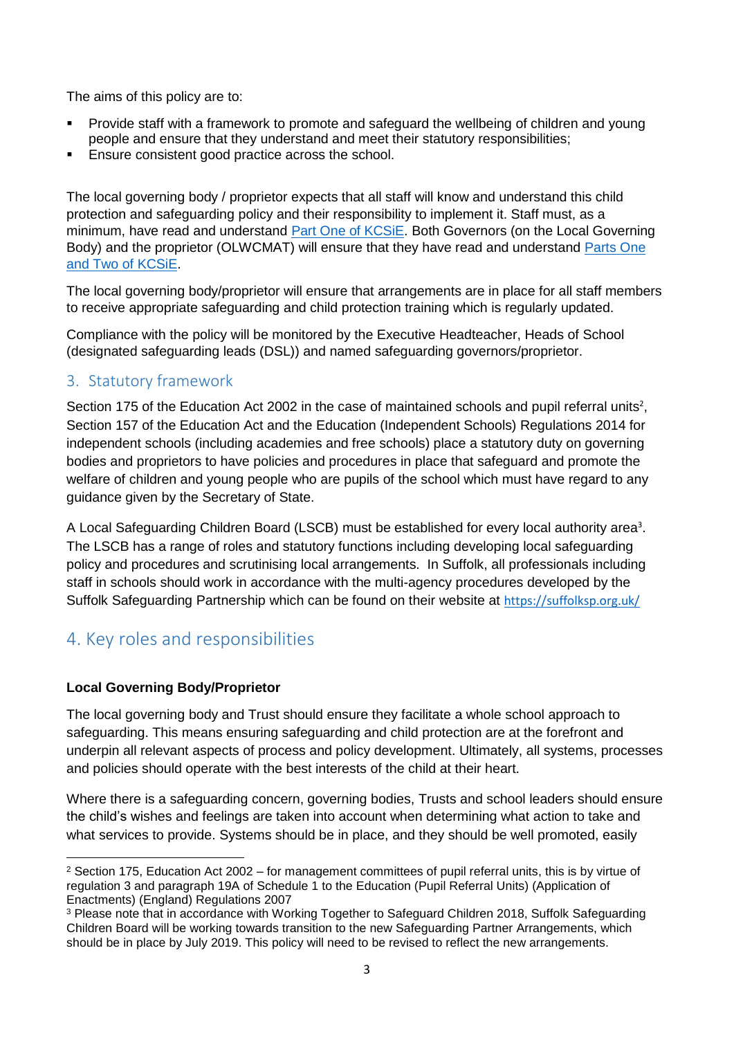The aims of this policy are to:

- Provide staff with a framework to promote and safeguard the wellbeing of children and young people and ensure that they understand and meet their statutory responsibilities;
- Ensure consistent good practice across the school.

The local governing body / proprietor expects that all staff will know and understand this child protection and safeguarding policy and their responsibility to implement it. Staff must, as a minimum, have read and understand Part One of KCSiE. Both Governors (on the Local Governing Body) and the proprietor (OLWCMAT) will ensure that they have read and understand Parts One and Two of KCSiE.

The local governing body/proprietor will ensure that arrangements are in place for all staff members to receive appropriate safeguarding and child protection training which is regularly updated.

Compliance with the policy will be monitored by the Executive Headteacher, Heads of School (designated safeguarding leads (DSL)) and named safeguarding governors/proprietor.

## 3. Statutory framework

Section 175 of the Education Act 2002 in the case of maintained schools and pupil referral units[2], Section 157 of the Education Act and the Education (Independent Schools) Regulations 2014 for independent schools (including academies and free schools) place a statutory duty on governing bodies and proprietors to have policies and procedures in place that safeguard and promote the welfare of children and young people who are pupils of the school which must have regard to any guidance given by the Secretary of State.

A Local Safeguarding Children Board (LSCB) must be established for every local authority area[3]. The LSCB has a range of roles and statutory functions including developing local safeguarding policy and procedures and scrutinising local arrangements. In Suffolk, all professionals including staff in schools should work in accordance with the multi-agency procedures developed by the Suffolk Safeguarding Partnership which can be found on their website at https://suffolksp.org.uk/

## 4. Key roles and responsibilities

**Local Governing Body/Proprietor**

The local governing body and Trust should ensure they facilitate a whole school approach to safeguarding. This means ensuring safeguarding and child protection are at the forefront and underpin all relevant aspects of process and policy development. Ultimately, all systems, processes and policies should operate with the best interests of the child at their heart.

Where there is a safeguarding concern, governing bodies, Trusts and school leaders should ensure the child's wishes and feelings are taken into account when determining what action to take and what services to provide. Systems should be in place, and they should be well promoted, easily

---

[2] Section 175, Education Act 2002 – for management committees of pupil referral units, this is by virtue of regulation 3 and paragraph 19A of Schedule 1 to the Education (Pupil Referral Units) (Application of Enactments) (England) Regulations 2007

[3] Please note that in accordance with Working Together to Safeguard Children 2018, Suffolk Safeguarding Children Board will be working towards transition to the new Safeguarding Partner Arrangements, which should be in place by July 2019. This policy will need to be revised to reflect the new arrangements.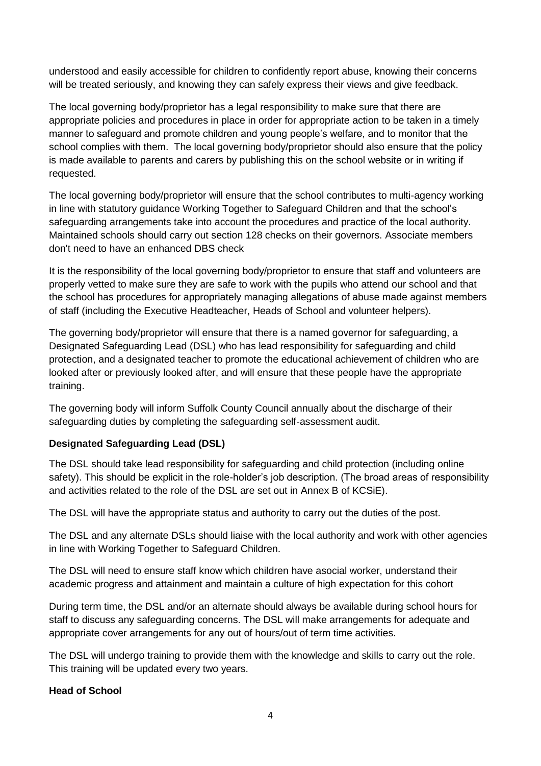understood and easily accessible for children to confidently report abuse, knowing their concerns will be treated seriously, and knowing they can safely express their views and give feedback.

The local governing body/proprietor has a legal responsibility to make sure that there are appropriate policies and procedures in place in order for appropriate action to be taken in a timely manner to safeguard and promote children and young people's welfare, and to monitor that the school complies with them. The local governing body/proprietor should also ensure that the policy is made available to parents and carers by publishing this on the school website or in writing if requested.

The local governing body/proprietor will ensure that the school contributes to multi-agency working in line with statutory guidance Working Together to Safeguard Children and that the school's safeguarding arrangements take into account the procedures and practice of the local authority. Maintained schools should carry out section 128 checks on their governors. Associate members don't need to have an enhanced DBS check

It is the responsibility of the local governing body/proprietor to ensure that staff and volunteers are properly vetted to make sure they are safe to work with the pupils who attend our school and that the school has procedures for appropriately managing allegations of abuse made against members of staff (including the Executive Headteacher, Heads of School and volunteer helpers).

The governing body/proprietor will ensure that there is a named governor for safeguarding, a Designated Safeguarding Lead (DSL) who has lead responsibility for safeguarding and child protection, and a designated teacher to promote the educational achievement of children who are looked after or previously looked after, and will ensure that these people have the appropriate training.

The governing body will inform Suffolk County Council annually about the discharge of their safeguarding duties by completing the safeguarding self-assessment audit.

**Designated Safeguarding Lead (DSL)**

The DSL should take lead responsibility for safeguarding and child protection (including online safety). This should be explicit in the role-holder's job description. (The broad areas of responsibility and activities related to the role of the DSL are set out in Annex B of KCSiE).

The DSL will have the appropriate status and authority to carry out the duties of the post.

The DSL and any alternate DSLs should liaise with the local authority and work with other agencies in line with Working Together to Safeguard Children.

The DSL will need to ensure staff know which children have asocial worker, understand their academic progress and attainment and maintain a culture of high expectation for this cohort

During term time, the DSL and/or an alternate should always be available during school hours for staff to discuss any safeguarding concerns. The DSL will make arrangements for adequate and appropriate cover arrangements for any out of hours/out of term time activities.

The DSL will undergo training to provide them with the knowledge and skills to carry out the role. This training will be updated every two years.

**Head of School**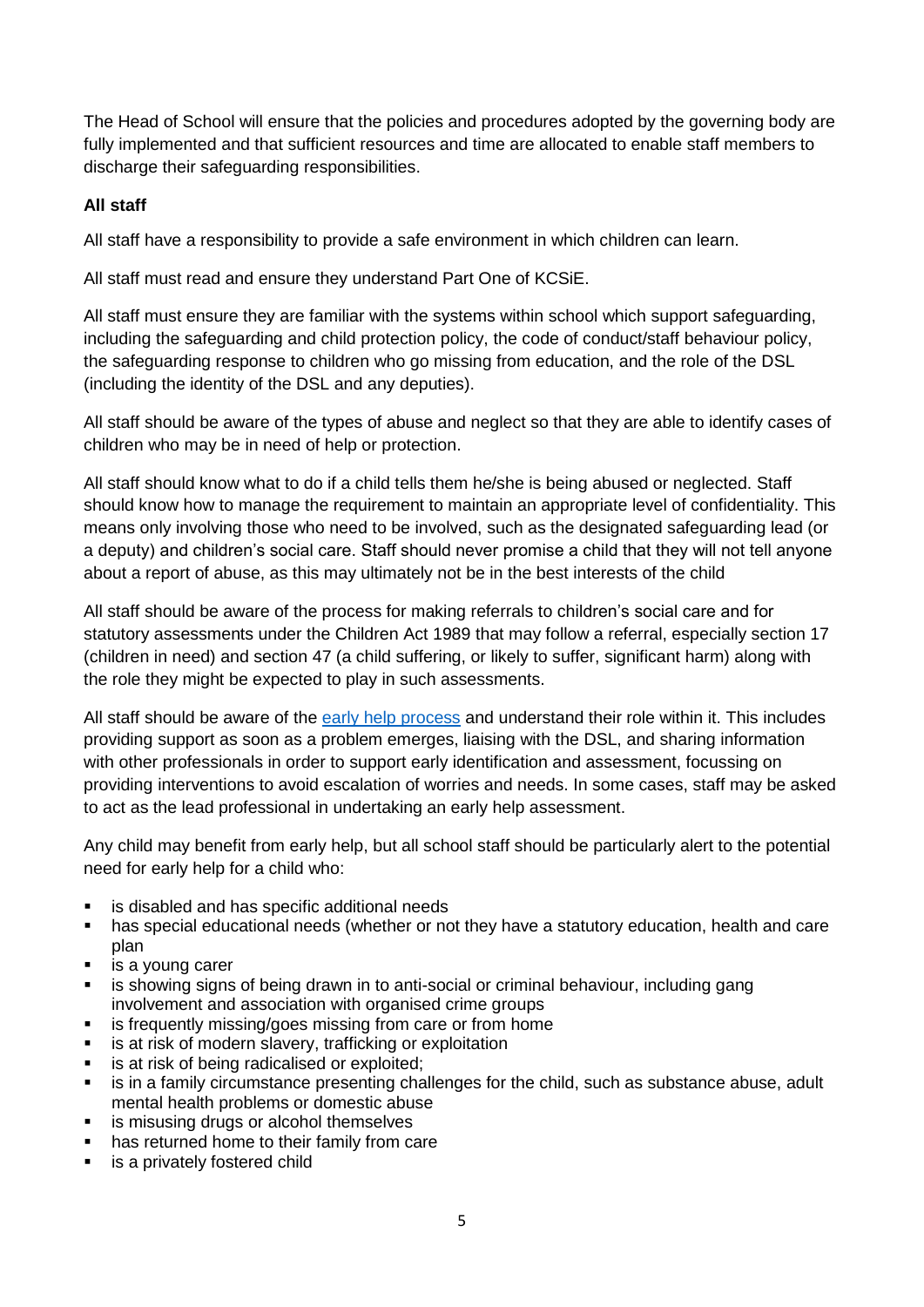The Head of School will ensure that the policies and procedures adopted by the governing body are fully implemented and that sufficient resources and time are allocated to enable staff members to discharge their safeguarding responsibilities.

**All staff**

All staff have a responsibility to provide a safe environment in which children can learn.

All staff must read and ensure they understand Part One of KCSiE.

All staff must ensure they are familiar with the systems within school which support safeguarding, including the safeguarding and child protection policy, the code of conduct/staff behaviour policy, the safeguarding response to children who go missing from education, and the role of the DSL (including the identity of the DSL and any deputies).

All staff should be aware of the types of abuse and neglect so that they are able to identify cases of children who may be in need of help or protection.

All staff should know what to do if a child tells them he/she is being abused or neglected. Staff should know how to manage the requirement to maintain an appropriate level of confidentiality. This means only involving those who need to be involved, such as the designated safeguarding lead (or a deputy) and children's social care. Staff should never promise a child that they will not tell anyone about a report of abuse, as this may ultimately not be in the best interests of the child

All staff should be aware of the process for making referrals to children's social care and for statutory assessments under the Children Act 1989 that may follow a referral, especially section 17 (children in need) and section 47 (a child suffering, or likely to suffer, significant harm) along with the role they might be expected to play in such assessments.

All staff should be aware of the early help process and understand their role within it. This includes providing support as soon as a problem emerges, liaising with the DSL, and sharing information with other professionals in order to support early identification and assessment, focussing on providing interventions to avoid escalation of worries and needs. In some cases, staff may be asked to act as the lead professional in undertaking an early help assessment.

Any child may benefit from early help, but all school staff should be particularly alert to the potential need for early help for a child who:

- is disabled and has specific additional needs
- has special educational needs (whether or not they have a statutory education, health and care plan
- is a young carer
- is showing signs of being drawn in to anti-social or criminal behaviour, including gang involvement and association with organised crime groups
- is frequently missing/goes missing from care or from home
- is at risk of modern slavery, trafficking or exploitation
- is at risk of being radicalised or exploited;
- is in a family circumstance presenting challenges for the child, such as substance abuse, adult mental health problems or domestic abuse
- is misusing drugs or alcohol themselves
- has returned home to their family from care
- is a privately fostered child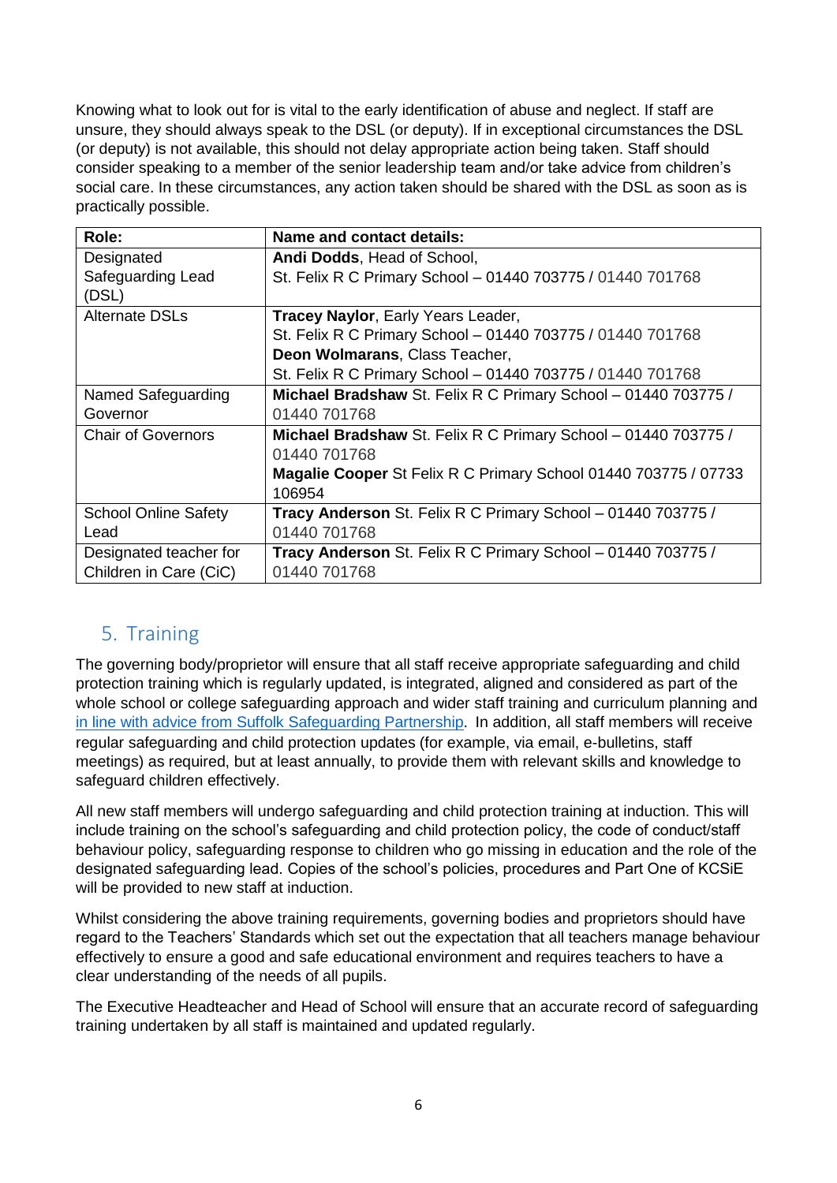Knowing what to look out for is vital to the early identification of abuse and neglect. If staff are unsure, they should always speak to the DSL (or deputy). If in exceptional circumstances the DSL (or deputy) is not available, this should not delay appropriate action being taken. Staff should consider speaking to a member of the senior leadership team and/or take advice from children's social care. In these circumstances, any action taken should be shared with the DSL as soon as is practically possible.

| Role: | Name and contact details: |
|---|---|
| Designated Safeguarding Lead (DSL) | **Andi Dodds**, Head of School, St. Felix R C Primary School – 01440 703775 / 01440 701768 |
| Alternate DSLs | **Tracey Naylor**, Early Years Leader, St. Felix R C Primary School – 01440 703775 / 01440 701768 **Deon Wolmarans**, Class Teacher, St. Felix R C Primary School – 01440 703775 / 01440 701768 |
| Named Safeguarding Governor | **Michael Bradshaw** St. Felix R C Primary School – 01440 703775 / 01440 701768 |
| Chair of Governors | **Michael Bradshaw** St. Felix R C Primary School – 01440 703775 / 01440 701768 **Magalie Cooper** St Felix R C Primary School 01440 703775 / 07733 106954 |
| School Online Safety Lead | **Tracy Anderson** St. Felix R C Primary School – 01440 703775 / 01440 701768 |
| Designated teacher for Children in Care (CiC) | **Tracy Anderson** St. Felix R C Primary School – 01440 703775 / 01440 701768 |

## 5. Training

The governing body/proprietor will ensure that all staff receive appropriate safeguarding and child protection training which is regularly updated, is integrated, aligned and considered as part of the whole school or college safeguarding approach and wider staff training and curriculum planning and in line with advice from Suffolk Safeguarding Partnership. In addition, all staff members will receive regular safeguarding and child protection updates (for example, via email, e-bulletins, staff meetings) as required, but at least annually, to provide them with relevant skills and knowledge to safeguard children effectively.

All new staff members will undergo safeguarding and child protection training at induction. This will include training on the school's safeguarding and child protection policy, the code of conduct/staff behaviour policy, safeguarding response to children who go missing in education and the role of the designated safeguarding lead. Copies of the school's policies, procedures and Part One of KCSiE will be provided to new staff at induction.

Whilst considering the above training requirements, governing bodies and proprietors should have regard to the Teachers' Standards which set out the expectation that all teachers manage behaviour effectively to ensure a good and safe educational environment and requires teachers to have a clear understanding of the needs of all pupils.

The Executive Headteacher and Head of School will ensure that an accurate record of safeguarding training undertaken by all staff is maintained and updated regularly.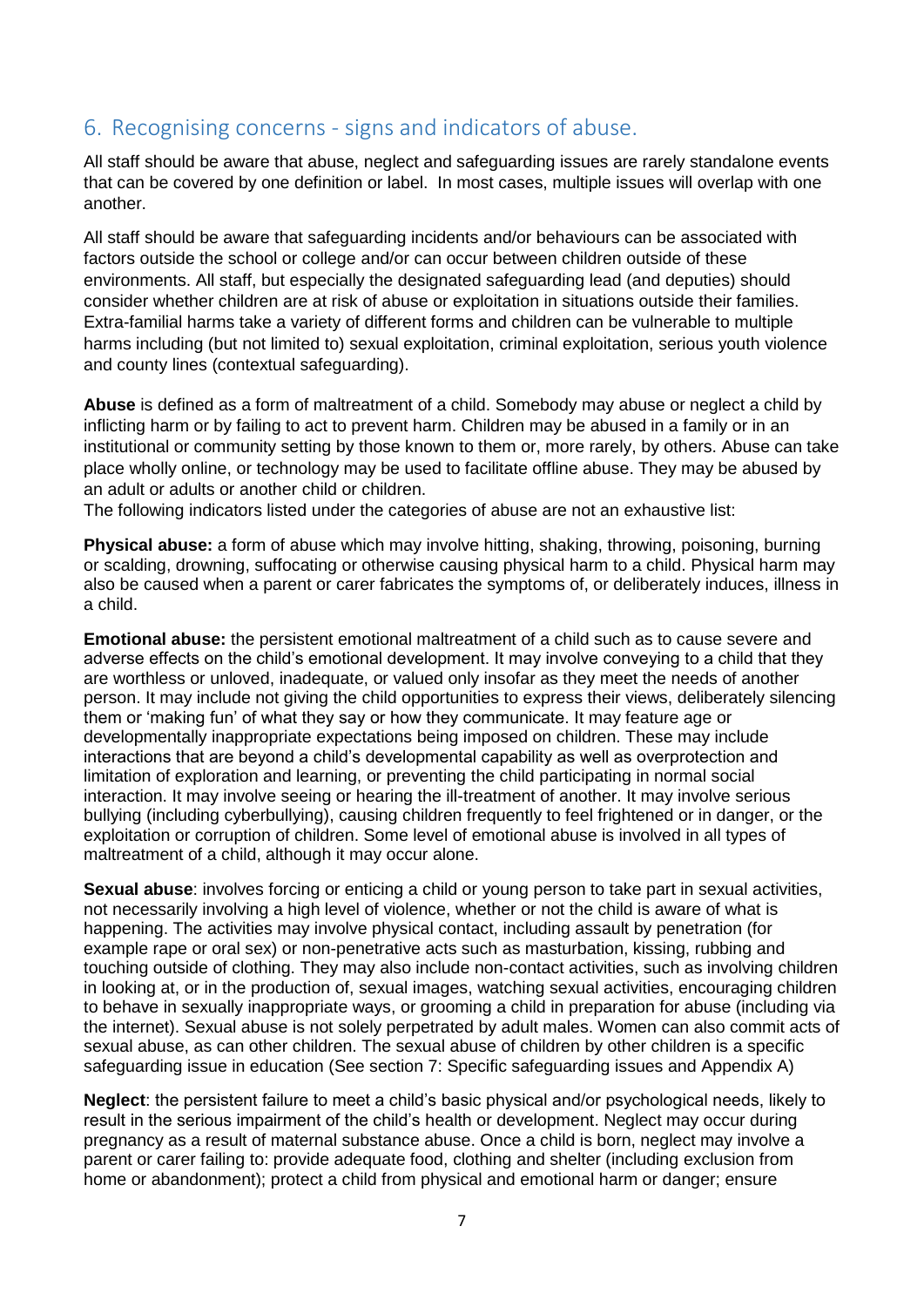## 6. Recognising concerns - signs and indicators of abuse.

All staff should be aware that abuse, neglect and safeguarding issues are rarely standalone events that can be covered by one definition or label. In most cases, multiple issues will overlap with one another.

All staff should be aware that safeguarding incidents and/or behaviours can be associated with factors outside the school or college and/or can occur between children outside of these environments. All staff, but especially the designated safeguarding lead (and deputies) should consider whether children are at risk of abuse or exploitation in situations outside their families. Extra-familial harms take a variety of different forms and children can be vulnerable to multiple harms including (but not limited to) sexual exploitation, criminal exploitation, serious youth violence and county lines (contextual safeguarding).

**Abuse** is defined as a form of maltreatment of a child. Somebody may abuse or neglect a child by inflicting harm or by failing to act to prevent harm. Children may be abused in a family or in an institutional or community setting by those known to them or, more rarely, by others. Abuse can take place wholly online, or technology may be used to facilitate offline abuse. They may be abused by an adult or adults or another child or children.
The following indicators listed under the categories of abuse are not an exhaustive list:

**Physical abuse:** a form of abuse which may involve hitting, shaking, throwing, poisoning, burning or scalding, drowning, suffocating or otherwise causing physical harm to a child. Physical harm may also be caused when a parent or carer fabricates the symptoms of, or deliberately induces, illness in a child.

**Emotional abuse:** the persistent emotional maltreatment of a child such as to cause severe and adverse effects on the child's emotional development. It may involve conveying to a child that they are worthless or unloved, inadequate, or valued only insofar as they meet the needs of another person. It may include not giving the child opportunities to express their views, deliberately silencing them or 'making fun' of what they say or how they communicate. It may feature age or developmentally inappropriate expectations being imposed on children. These may include interactions that are beyond a child's developmental capability as well as overprotection and limitation of exploration and learning, or preventing the child participating in normal social interaction. It may involve seeing or hearing the ill-treatment of another. It may involve serious bullying (including cyberbullying), causing children frequently to feel frightened or in danger, or the exploitation or corruption of children. Some level of emotional abuse is involved in all types of maltreatment of a child, although it may occur alone.

**Sexual abuse**: involves forcing or enticing a child or young person to take part in sexual activities, not necessarily involving a high level of violence, whether or not the child is aware of what is happening. The activities may involve physical contact, including assault by penetration (for example rape or oral sex) or non-penetrative acts such as masturbation, kissing, rubbing and touching outside of clothing. They may also include non-contact activities, such as involving children in looking at, or in the production of, sexual images, watching sexual activities, encouraging children to behave in sexually inappropriate ways, or grooming a child in preparation for abuse (including via the internet). Sexual abuse is not solely perpetrated by adult males. Women can also commit acts of sexual abuse, as can other children. The sexual abuse of children by other children is a specific safeguarding issue in education (See section 7: Specific safeguarding issues and Appendix A)

**Neglect**: the persistent failure to meet a child's basic physical and/or psychological needs, likely to result in the serious impairment of the child's health or development. Neglect may occur during pregnancy as a result of maternal substance abuse. Once a child is born, neglect may involve a parent or carer failing to: provide adequate food, clothing and shelter (including exclusion from home or abandonment); protect a child from physical and emotional harm or danger; ensure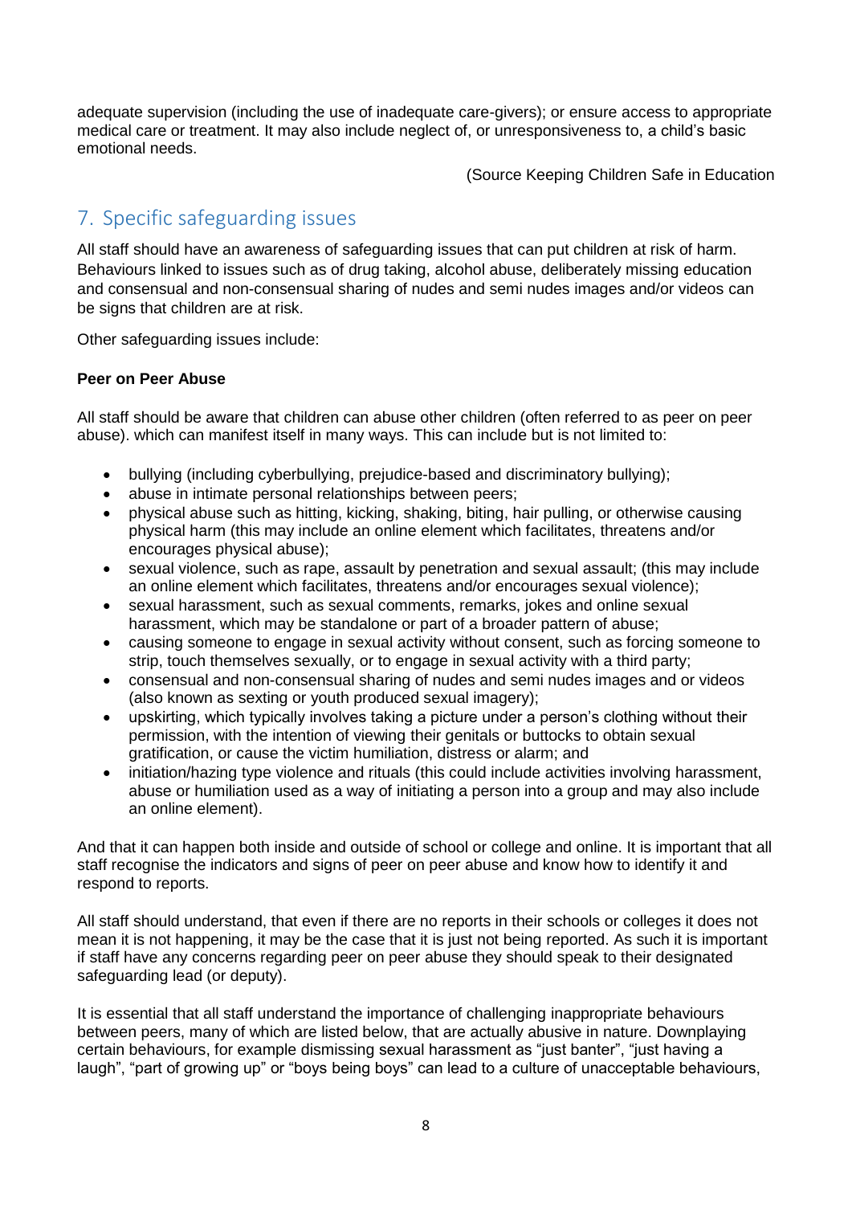adequate supervision (including the use of inadequate care-givers); or ensure access to appropriate medical care or treatment. It may also include neglect of, or unresponsiveness to, a child's basic emotional needs.

(Source Keeping Children Safe in Education

## 7. Specific safeguarding issues

All staff should have an awareness of safeguarding issues that can put children at risk of harm. Behaviours linked to issues such as of drug taking, alcohol abuse, deliberately missing education and consensual and non-consensual sharing of nudes and semi nudes images and/or videos can be signs that children are at risk.

Other safeguarding issues include:

**Peer on Peer Abuse**

All staff should be aware that children can abuse other children (often referred to as peer on peer abuse). which can manifest itself in many ways. This can include but is not limited to:

- bullying (including cyberbullying, prejudice-based and discriminatory bullying);
- abuse in intimate personal relationships between peers;
- physical abuse such as hitting, kicking, shaking, biting, hair pulling, or otherwise causing physical harm (this may include an online element which facilitates, threatens and/or encourages physical abuse);
- sexual violence, such as rape, assault by penetration and sexual assault; (this may include an online element which facilitates, threatens and/or encourages sexual violence);
- sexual harassment, such as sexual comments, remarks, jokes and online sexual harassment, which may be standalone or part of a broader pattern of abuse;
- causing someone to engage in sexual activity without consent, such as forcing someone to strip, touch themselves sexually, or to engage in sexual activity with a third party;
- consensual and non-consensual sharing of nudes and semi nudes images and or videos (also known as sexting or youth produced sexual imagery);
- upskirting, which typically involves taking a picture under a person's clothing without their permission, with the intention of viewing their genitals or buttocks to obtain sexual gratification, or cause the victim humiliation, distress or alarm; and
- initiation/hazing type violence and rituals (this could include activities involving harassment, abuse or humiliation used as a way of initiating a person into a group and may also include an online element).

And that it can happen both inside and outside of school or college and online. It is important that all staff recognise the indicators and signs of peer on peer abuse and know how to identify it and respond to reports.

All staff should understand, that even if there are no reports in their schools or colleges it does not mean it is not happening, it may be the case that it is just not being reported. As such it is important if staff have any concerns regarding peer on peer abuse they should speak to their designated safeguarding lead (or deputy).

It is essential that all staff understand the importance of challenging inappropriate behaviours between peers, many of which are listed below, that are actually abusive in nature. Downplaying certain behaviours, for example dismissing sexual harassment as "just banter", "just having a laugh", "part of growing up" or "boys being boys" can lead to a culture of unacceptable behaviours,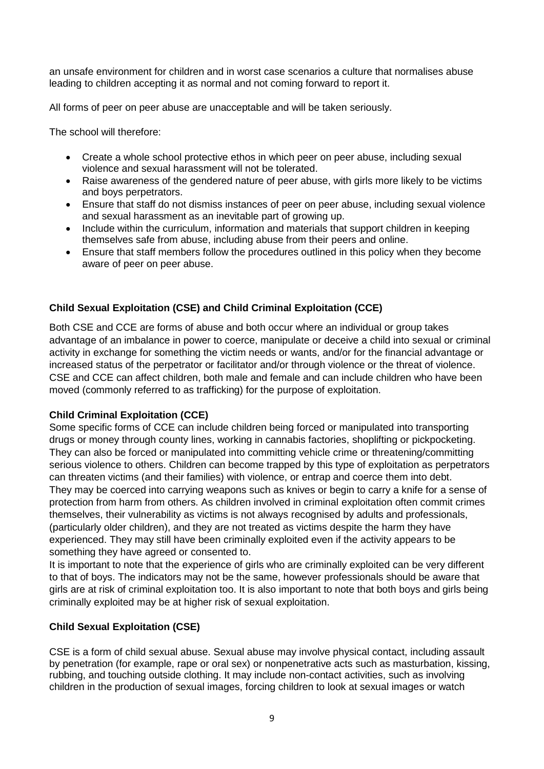an unsafe environment for children and in worst case scenarios a culture that normalises abuse leading to children accepting it as normal and not coming forward to report it.

All forms of peer on peer abuse are unacceptable and will be taken seriously.

The school will therefore:

- Create a whole school protective ethos in which peer on peer abuse, including sexual violence and sexual harassment will not be tolerated.
- Raise awareness of the gendered nature of peer abuse, with girls more likely to be victims and boys perpetrators.
- Ensure that staff do not dismiss instances of peer on peer abuse, including sexual violence and sexual harassment as an inevitable part of growing up.
- Include within the curriculum, information and materials that support children in keeping themselves safe from abuse, including abuse from their peers and online.
- Ensure that staff members follow the procedures outlined in this policy when they become aware of peer on peer abuse.

**Child Sexual Exploitation (CSE) and Child Criminal Exploitation (CCE)**

Both CSE and CCE are forms of abuse and both occur where an individual or group takes advantage of an imbalance in power to coerce, manipulate or deceive a child into sexual or criminal activity in exchange for something the victim needs or wants, and/or for the financial advantage or increased status of the perpetrator or facilitator and/or through violence or the threat of violence. CSE and CCE can affect children, both male and female and can include children who have been moved (commonly referred to as trafficking) for the purpose of exploitation.

**Child Criminal Exploitation (CCE)**

Some specific forms of CCE can include children being forced or manipulated into transporting drugs or money through county lines, working in cannabis factories, shoplifting or pickpocketing. They can also be forced or manipulated into committing vehicle crime or threatening/committing serious violence to others. Children can become trapped by this type of exploitation as perpetrators can threaten victims (and their families) with violence, or entrap and coerce them into debt. They may be coerced into carrying weapons such as knives or begin to carry a knife for a sense of protection from harm from others. As children involved in criminal exploitation often commit crimes themselves, their vulnerability as victims is not always recognised by adults and professionals, (particularly older children), and they are not treated as victims despite the harm they have experienced. They may still have been criminally exploited even if the activity appears to be something they have agreed or consented to.

It is important to note that the experience of girls who are criminally exploited can be very different to that of boys. The indicators may not be the same, however professionals should be aware that girls are at risk of criminal exploitation too. It is also important to note that both boys and girls being criminally exploited may be at higher risk of sexual exploitation.

**Child Sexual Exploitation (CSE)**

CSE is a form of child sexual abuse. Sexual abuse may involve physical contact, including assault by penetration (for example, rape or oral sex) or nonpenetrative acts such as masturbation, kissing, rubbing, and touching outside clothing. It may include non-contact activities, such as involving children in the production of sexual images, forcing children to look at sexual images or watch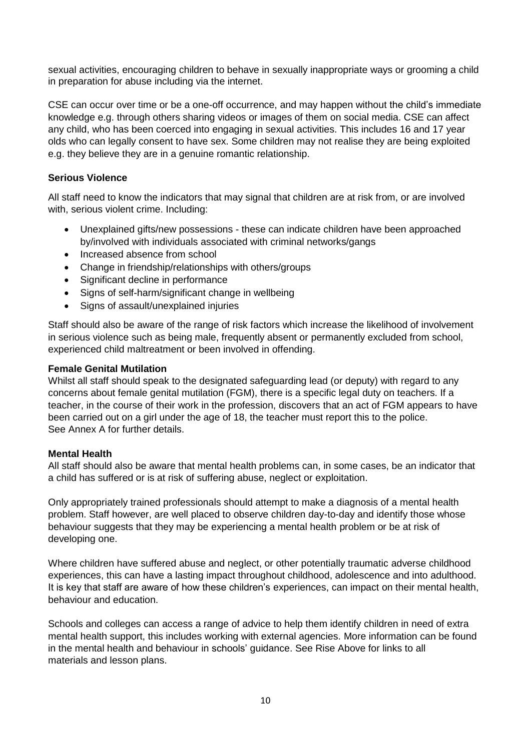sexual activities, encouraging children to behave in sexually inappropriate ways or grooming a child in preparation for abuse including via the internet.

CSE can occur over time or be a one-off occurrence, and may happen without the child's immediate knowledge e.g. through others sharing videos or images of them on social media. CSE can affect any child, who has been coerced into engaging in sexual activities. This includes 16 and 17 year olds who can legally consent to have sex. Some children may not realise they are being exploited e.g. they believe they are in a genuine romantic relationship.

**Serious Violence**

All staff need to know the indicators that may signal that children are at risk from, or are involved with, serious violent crime. Including:

- Unexplained gifts/new possessions - these can indicate children have been approached by/involved with individuals associated with criminal networks/gangs
- Increased absence from school
- Change in friendship/relationships with others/groups
- Significant decline in performance
- Signs of self-harm/significant change in wellbeing
- Signs of assault/unexplained injuries

Staff should also be aware of the range of risk factors which increase the likelihood of involvement in serious violence such as being male, frequently absent or permanently excluded from school, experienced child maltreatment or been involved in offending.

**Female Genital Mutilation**

Whilst all staff should speak to the designated safeguarding lead (or deputy) with regard to any concerns about female genital mutilation (FGM), there is a specific legal duty on teachers. If a teacher, in the course of their work in the profession, discovers that an act of FGM appears to have been carried out on a girl under the age of 18, the teacher must report this to the police. See Annex A for further details.

**Mental Health**

All staff should also be aware that mental health problems can, in some cases, be an indicator that a child has suffered or is at risk of suffering abuse, neglect or exploitation.

Only appropriately trained professionals should attempt to make a diagnosis of a mental health problem. Staff however, are well placed to observe children day-to-day and identify those whose behaviour suggests that they may be experiencing a mental health problem or be at risk of developing one.

Where children have suffered abuse and neglect, or other potentially traumatic adverse childhood experiences, this can have a lasting impact throughout childhood, adolescence and into adulthood. It is key that staff are aware of how these children's experiences, can impact on their mental health, behaviour and education.

Schools and colleges can access a range of advice to help them identify children in need of extra mental health support, this includes working with external agencies. More information can be found in the mental health and behaviour in schools' guidance. See Rise Above for links to all materials and lesson plans.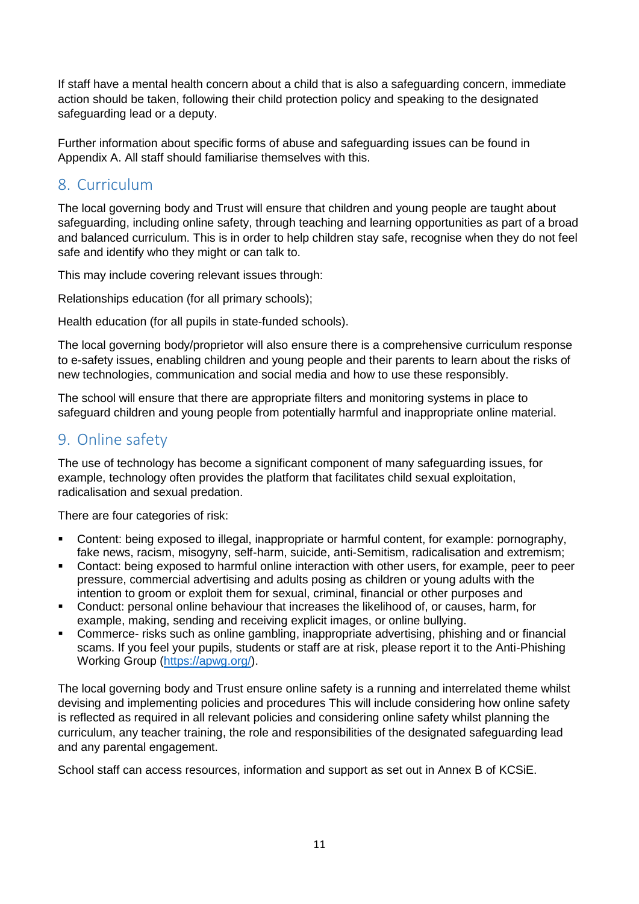If staff have a mental health concern about a child that is also a safeguarding concern, immediate action should be taken, following their child protection policy and speaking to the designated safeguarding lead or a deputy.

Further information about specific forms of abuse and safeguarding issues can be found in Appendix A. All staff should familiarise themselves with this.

## 8. Curriculum

The local governing body and Trust will ensure that children and young people are taught about safeguarding, including online safety, through teaching and learning opportunities as part of a broad and balanced curriculum. This is in order to help children stay safe, recognise when they do not feel safe and identify who they might or can talk to.

This may include covering relevant issues through:

Relationships education (for all primary schools);

Health education (for all pupils in state-funded schools).

The local governing body/proprietor will also ensure there is a comprehensive curriculum response to e-safety issues, enabling children and young people and their parents to learn about the risks of new technologies, communication and social media and how to use these responsibly.

The school will ensure that there are appropriate filters and monitoring systems in place to safeguard children and young people from potentially harmful and inappropriate online material.

## 9. Online safety

The use of technology has become a significant component of many safeguarding issues, for example, technology often provides the platform that facilitates child sexual exploitation, radicalisation and sexual predation.

There are four categories of risk:

- Content: being exposed to illegal, inappropriate or harmful content, for example: pornography, fake news, racism, misogyny, self-harm, suicide, anti-Semitism, radicalisation and extremism;
- Contact: being exposed to harmful online interaction with other users, for example, peer to peer pressure, commercial advertising and adults posing as children or young adults with the intention to groom or exploit them for sexual, criminal, financial or other purposes and
- Conduct: personal online behaviour that increases the likelihood of, or causes, harm, for example, making, sending and receiving explicit images, or online bullying.
- Commerce- risks such as online gambling, inappropriate advertising, phishing and or financial scams. If you feel your pupils, students or staff are at risk, please report it to the Anti-Phishing Working Group (https://apwg.org/).

The local governing body and Trust ensure online safety is a running and interrelated theme whilst devising and implementing policies and procedures This will include considering how online safety is reflected as required in all relevant policies and considering online safety whilst planning the curriculum, any teacher training, the role and responsibilities of the designated safeguarding lead and any parental engagement.

School staff can access resources, information and support as set out in Annex B of KCSiE.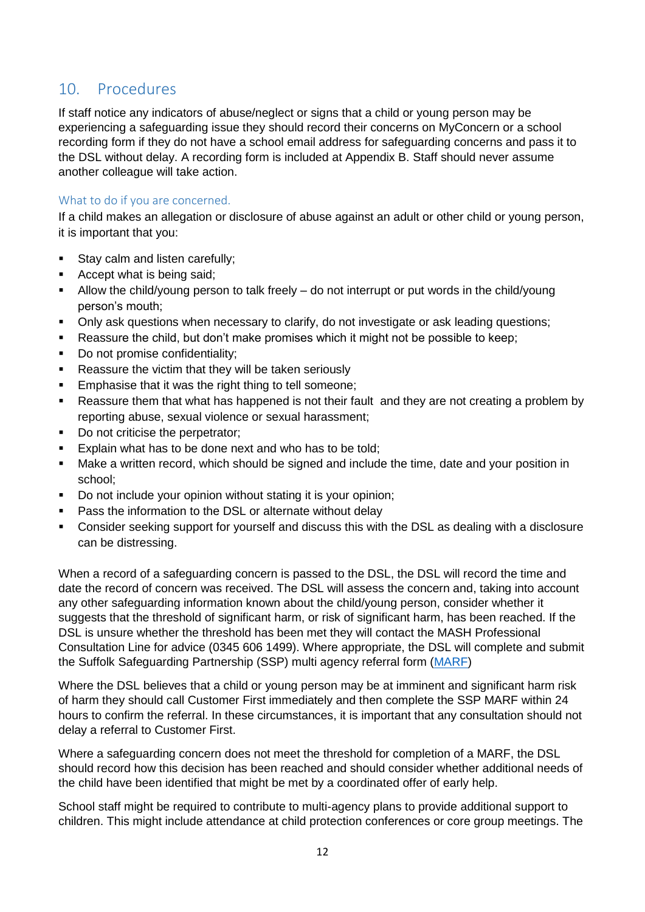## 10. Procedures

If staff notice any indicators of abuse/neglect or signs that a child or young person may be experiencing a safeguarding issue they should record their concerns on MyConcern or a school recording form if they do not have a school email address for safeguarding concerns and pass it to the DSL without delay. A recording form is included at Appendix B. Staff should never assume another colleague will take action.

### What to do if you are concerned.

If a child makes an allegation or disclosure of abuse against an adult or other child or young person, it is important that you:

- Stay calm and listen carefully;
- Accept what is being said;
- Allow the child/young person to talk freely – do not interrupt or put words in the child/young person's mouth;
- Only ask questions when necessary to clarify, do not investigate or ask leading questions;
- Reassure the child, but don't make promises which it might not be possible to keep;
- Do not promise confidentiality;
- Reassure the victim that they will be taken seriously
- Emphasise that it was the right thing to tell someone;
- Reassure them that what has happened is not their fault and they are not creating a problem by reporting abuse, sexual violence or sexual harassment;
- Do not criticise the perpetrator;
- Explain what has to be done next and who has to be told;
- Make a written record, which should be signed and include the time, date and your position in school;
- Do not include your opinion without stating it is your opinion;
- Pass the information to the DSL or alternate without delay
- Consider seeking support for yourself and discuss this with the DSL as dealing with a disclosure can be distressing.

When a record of a safeguarding concern is passed to the DSL, the DSL will record the time and date the record of concern was received. The DSL will assess the concern and, taking into account any other safeguarding information known about the child/young person, consider whether it suggests that the threshold of significant harm, or risk of significant harm, has been reached. If the DSL is unsure whether the threshold has been met they will contact the MASH Professional Consultation Line for advice (0345 606 1499). Where appropriate, the DSL will complete and submit the Suffolk Safeguarding Partnership (SSP) multi agency referral form (MARF)

Where the DSL believes that a child or young person may be at imminent and significant harm risk of harm they should call Customer First immediately and then complete the SSP MARF within 24 hours to confirm the referral. In these circumstances, it is important that any consultation should not delay a referral to Customer First.

Where a safeguarding concern does not meet the threshold for completion of a MARF, the DSL should record how this decision has been reached and should consider whether additional needs of the child have been identified that might be met by a coordinated offer of early help.

School staff might be required to contribute to multi-agency plans to provide additional support to children. This might include attendance at child protection conferences or core group meetings. The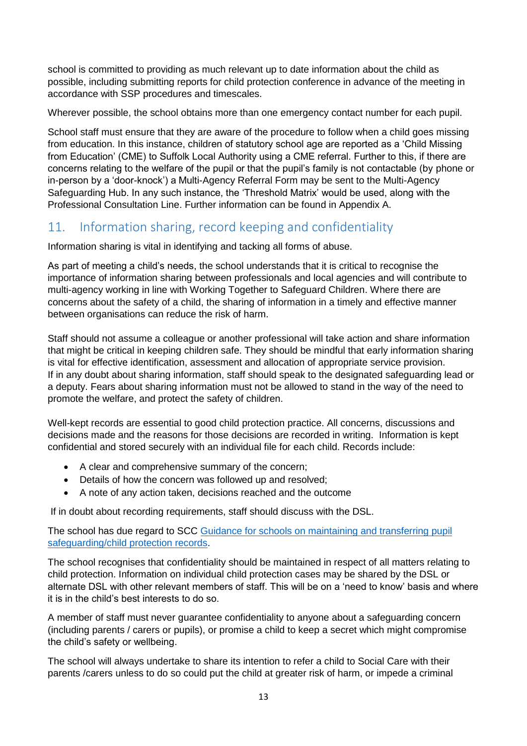school is committed to providing as much relevant up to date information about the child as possible, including submitting reports for child protection conference in advance of the meeting in accordance with SSP procedures and timescales.

Wherever possible, the school obtains more than one emergency contact number for each pupil.

School staff must ensure that they are aware of the procedure to follow when a child goes missing from education. In this instance, children of statutory school age are reported as a 'Child Missing from Education' (CME) to Suffolk Local Authority using a CME referral. Further to this, if there are concerns relating to the welfare of the pupil or that the pupil's family is not contactable (by phone or in-person by a 'door-knock') a Multi-Agency Referral Form may be sent to the Multi-Agency Safeguarding Hub. In any such instance, the 'Threshold Matrix' would be used, along with the Professional Consultation Line. Further information can be found in Appendix A.

## 11. Information sharing, record keeping and confidentiality

Information sharing is vital in identifying and tacking all forms of abuse.

As part of meeting a child's needs, the school understands that it is critical to recognise the importance of information sharing between professionals and local agencies and will contribute to multi-agency working in line with Working Together to Safeguard Children. Where there are concerns about the safety of a child, the sharing of information in a timely and effective manner between organisations can reduce the risk of harm.

Staff should not assume a colleague or another professional will take action and share information that might be critical in keeping children safe. They should be mindful that early information sharing is vital for effective identification, assessment and allocation of appropriate service provision. If in any doubt about sharing information, staff should speak to the designated safeguarding lead or a deputy. Fears about sharing information must not be allowed to stand in the way of the need to promote the welfare, and protect the safety of children.

Well-kept records are essential to good child protection practice. All concerns, discussions and decisions made and the reasons for those decisions are recorded in writing. Information is kept confidential and stored securely with an individual file for each child. Records include:

- A clear and comprehensive summary of the concern;
- Details of how the concern was followed up and resolved;
- A note of any action taken, decisions reached and the outcome

If in doubt about recording requirements, staff should discuss with the DSL.

The school has due regard to SCC Guidance for schools on maintaining and transferring pupil safeguarding/child protection records.

The school recognises that confidentiality should be maintained in respect of all matters relating to child protection. Information on individual child protection cases may be shared by the DSL or alternate DSL with other relevant members of staff. This will be on a 'need to know' basis and where it is in the child's best interests to do so.

A member of staff must never guarantee confidentiality to anyone about a safeguarding concern (including parents / carers or pupils), or promise a child to keep a secret which might compromise the child's safety or wellbeing.

The school will always undertake to share its intention to refer a child to Social Care with their parents /carers unless to do so could put the child at greater risk of harm, or impede a criminal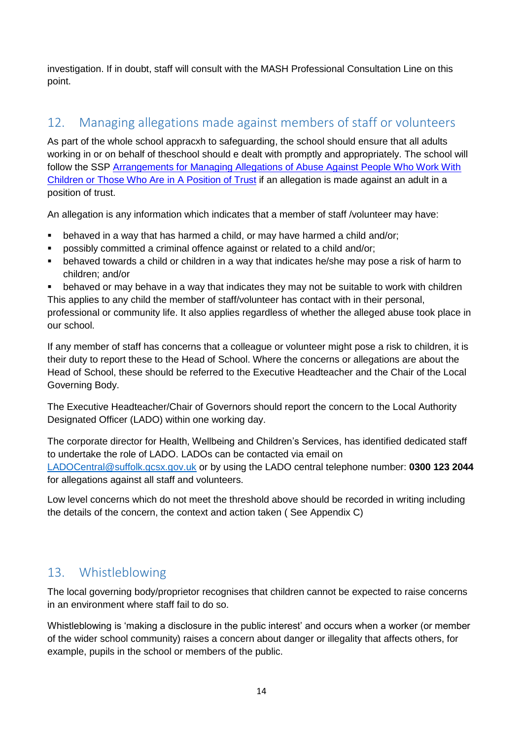investigation. If in doubt, staff will consult with the MASH Professional Consultation Line on this point.

## 12. Managing allegations made against members of staff or volunteers

As part of the whole school appracxh to safeguarding, the school should ensure that all adults working in or on behalf of theschool should e dealt with promptly and appropriately. The school will follow the SSP [Arrangements for Managing Allegations of Abuse Against People Who Work With Children or Those Who Are in A Position of Trust]() if an allegation is made against an adult in a position of trust.

An allegation is any information which indicates that a member of staff /volunteer may have:

- behaved in a way that has harmed a child, or may have harmed a child and/or;
- possibly committed a criminal offence against or related to a child and/or;
- behaved towards a child or children in a way that indicates he/she may pose a risk of harm to children; and/or
- behaved or may behave in a way that indicates they may not be suitable to work with children

This applies to any child the member of staff/volunteer has contact with in their personal, professional or community life. It also applies regardless of whether the alleged abuse took place in our school.

If any member of staff has concerns that a colleague or volunteer might pose a risk to children, it is their duty to report these to the Head of School. Where the concerns or allegations are about the Head of School, these should be referred to the Executive Headteacher and the Chair of the Local Governing Body.

The Executive Headteacher/Chair of Governors should report the concern to the Local Authority Designated Officer (LADO) within one working day.

The corporate director for Health, Wellbeing and Children's Services, has identified dedicated staff to undertake the role of LADO. LADOs can be contacted via email on [LADOCentral@suffolk.gcsx.gov.uk]() or by using the LADO central telephone number: **0300 123 2044** for allegations against all staff and volunteers.

Low level concerns which do not meet the threshold above should be recorded in writing including the details of the concern, the context and action taken ( See Appendix C)

## 13. Whistleblowing

The local governing body/proprietor recognises that children cannot be expected to raise concerns in an environment where staff fail to do so.

Whistleblowing is 'making a disclosure in the public interest' and occurs when a worker (or member of the wider school community) raises a concern about danger or illegality that affects others, for example, pupils in the school or members of the public.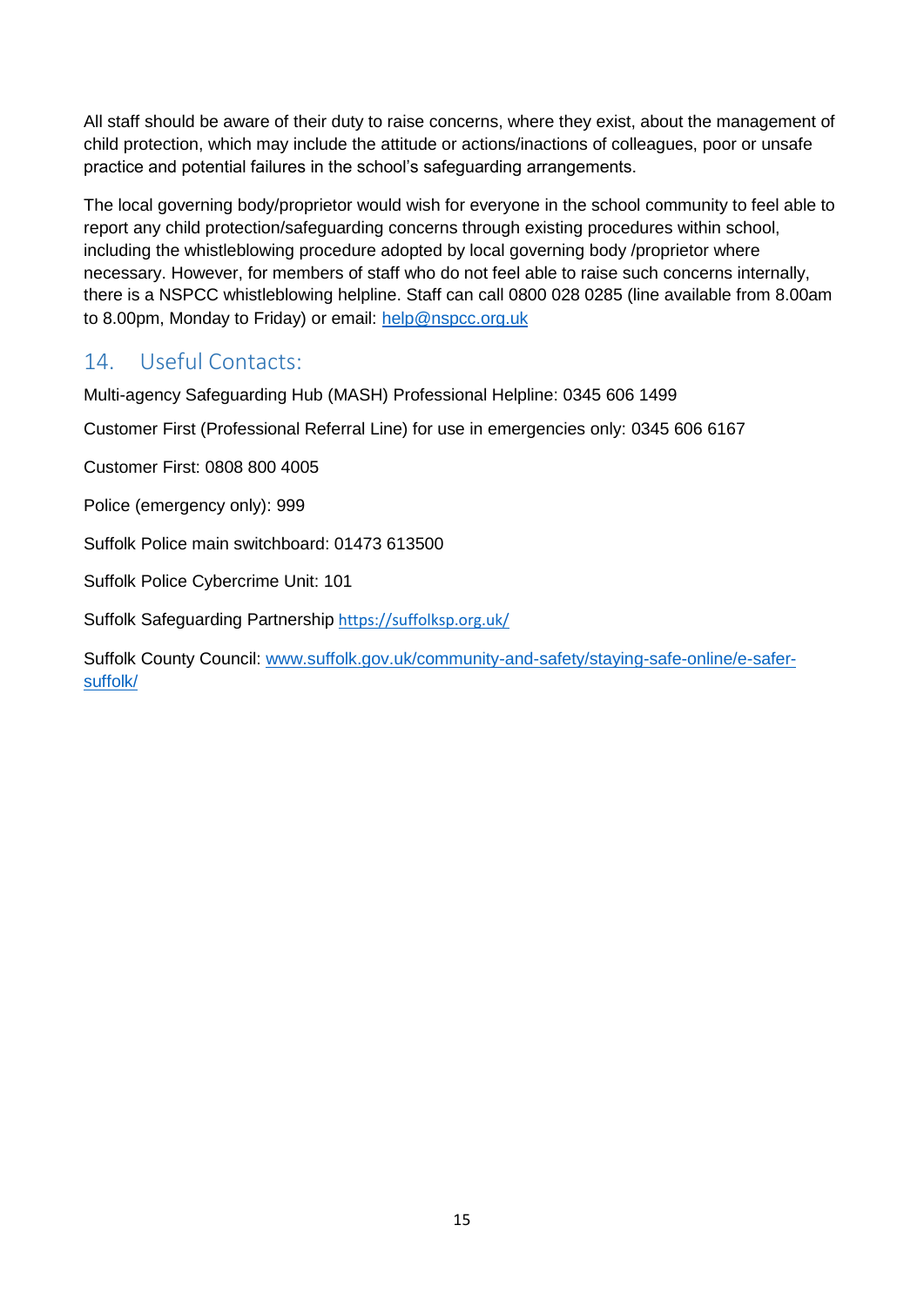All staff should be aware of their duty to raise concerns, where they exist, about the management of child protection, which may include the attitude or actions/inactions of colleagues, poor or unsafe practice and potential failures in the school's safeguarding arrangements.

The local governing body/proprietor would wish for everyone in the school community to feel able to report any child protection/safeguarding concerns through existing procedures within school, including the whistleblowing procedure adopted by local governing body /proprietor where necessary. However, for members of staff who do not feel able to raise such concerns internally, there is a NSPCC whistleblowing helpline. Staff can call 0800 028 0285 (line available from 8.00am to 8.00pm, Monday to Friday) or email: help@nspcc.org.uk

## 14. Useful Contacts:

Multi-agency Safeguarding Hub (MASH) Professional Helpline: 0345 606 1499

Customer First (Professional Referral Line) for use in emergencies only: 0345 606 6167

Customer First: 0808 800 4005

Police (emergency only): 999

Suffolk Police main switchboard: 01473 613500

Suffolk Police Cybercrime Unit: 101

Suffolk Safeguarding Partnership https://suffolksp.org.uk/

Suffolk County Council: www.suffolk.gov.uk/community-and-safety/staying-safe-online/e-safer-suffolk/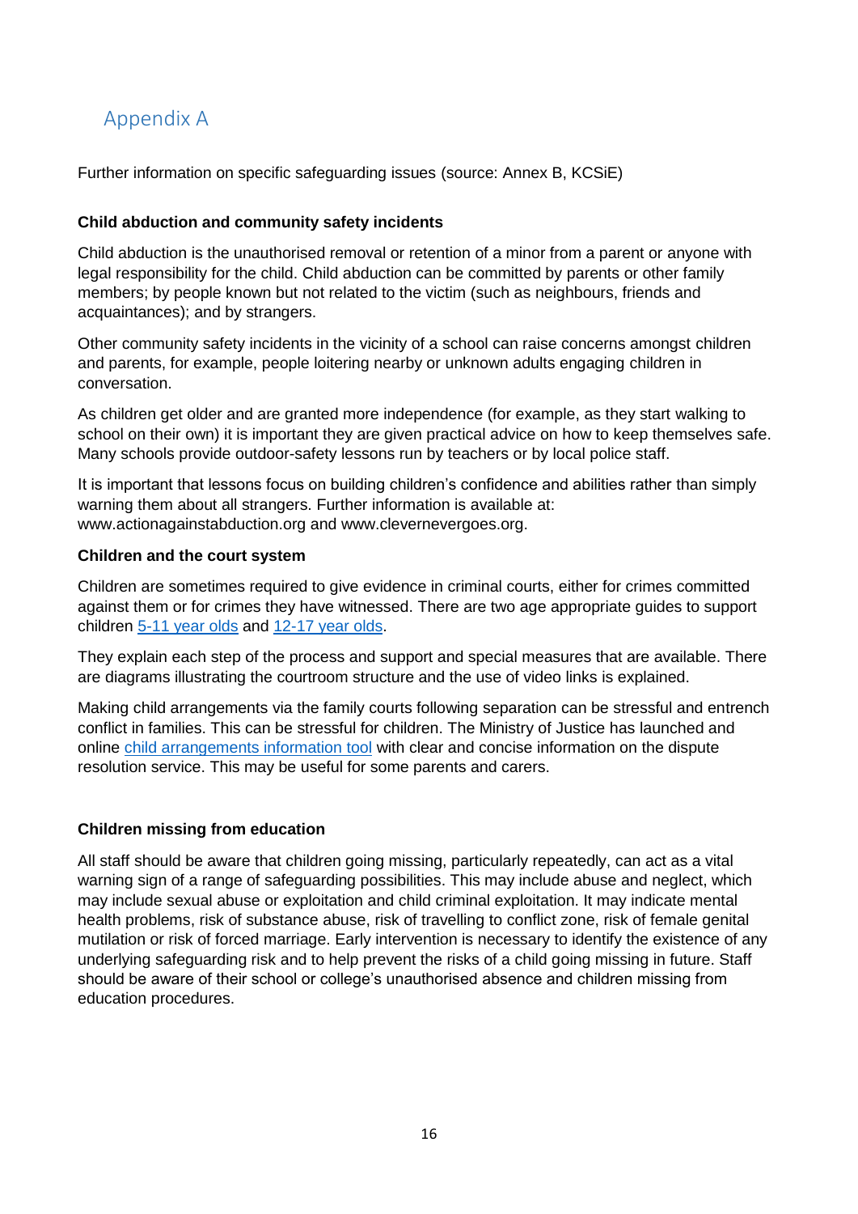## Appendix A

Further information on specific safeguarding issues (source: Annex B, KCSiE)

**Child abduction and community safety incidents**

Child abduction is the unauthorised removal or retention of a minor from a parent or anyone with legal responsibility for the child. Child abduction can be committed by parents or other family members; by people known but not related to the victim (such as neighbours, friends and acquaintances); and by strangers.

Other community safety incidents in the vicinity of a school can raise concerns amongst children and parents, for example, people loitering nearby or unknown adults engaging children in conversation.

As children get older and are granted more independence (for example, as they start walking to school on their own) it is important they are given practical advice on how to keep themselves safe. Many schools provide outdoor-safety lessons run by teachers or by local police staff.

It is important that lessons focus on building children's confidence and abilities rather than simply warning them about all strangers. Further information is available at: www.actionagainstabduction.org and www.clevernevergoes.org.

**Children and the court system**

Children are sometimes required to give evidence in criminal courts, either for crimes committed against them or for crimes they have witnessed. There are two age appropriate guides to support children 5-11 year olds and 12-17 year olds.

They explain each step of the process and support and special measures that are available. There are diagrams illustrating the courtroom structure and the use of video links is explained.

Making child arrangements via the family courts following separation can be stressful and entrench conflict in families. This can be stressful for children. The Ministry of Justice has launched and online child arrangements information tool with clear and concise information on the dispute resolution service. This may be useful for some parents and carers.

**Children missing from education**

All staff should be aware that children going missing, particularly repeatedly, can act as a vital warning sign of a range of safeguarding possibilities. This may include abuse and neglect, which may include sexual abuse or exploitation and child criminal exploitation. It may indicate mental health problems, risk of substance abuse, risk of travelling to conflict zone, risk of female genital mutilation or risk of forced marriage. Early intervention is necessary to identify the existence of any underlying safeguarding risk and to help prevent the risks of a child going missing in future. Staff should be aware of their school or college's unauthorised absence and children missing from education procedures.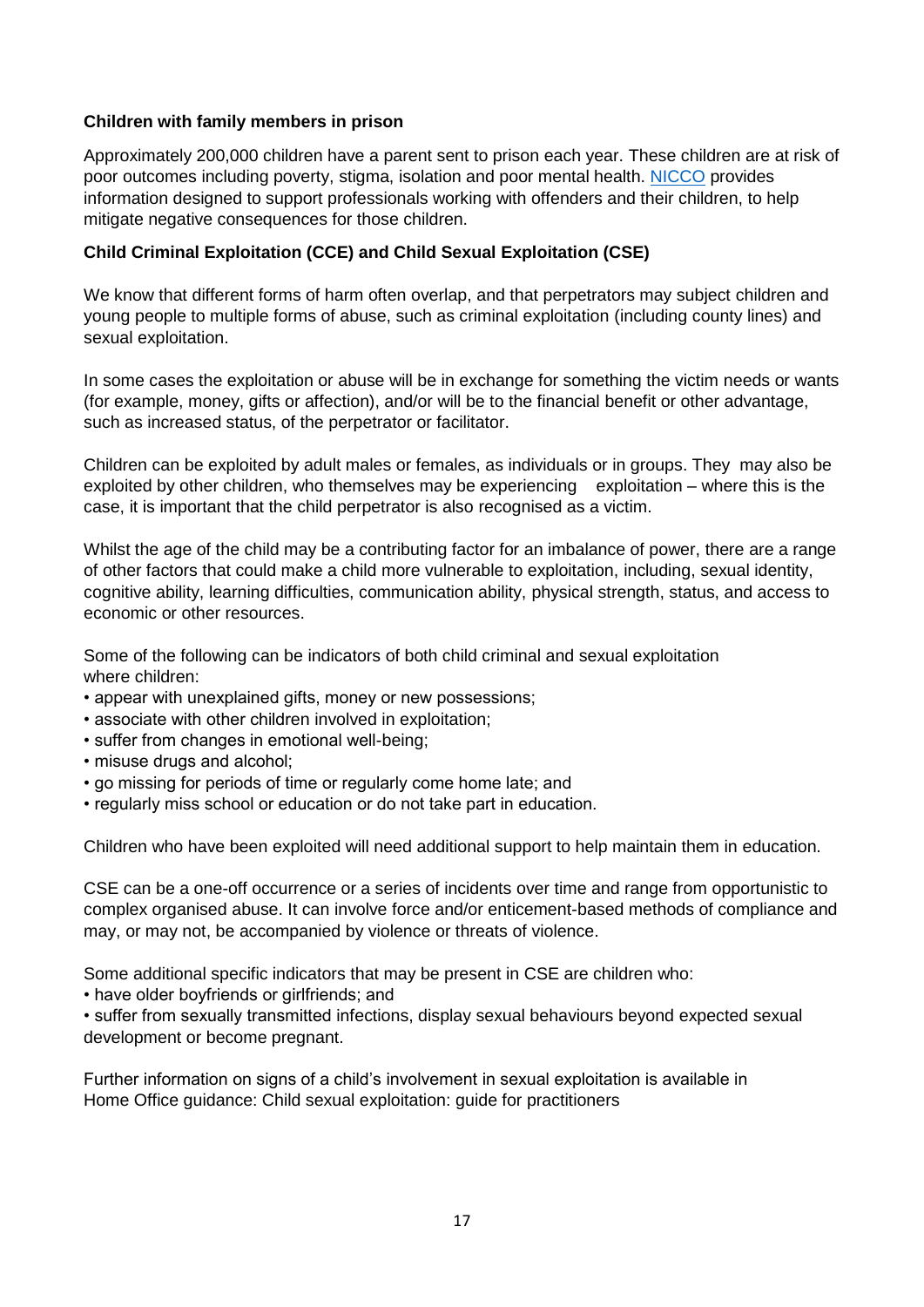**Children with family members in prison**

Approximately 200,000 children have a parent sent to prison each year. These children are at risk of poor outcomes including poverty, stigma, isolation and poor mental health. NICCO provides information designed to support professionals working with offenders and their children, to help mitigate negative consequences for those children.

**Child Criminal Exploitation (CCE) and Child Sexual Exploitation (CSE)**

We know that different forms of harm often overlap, and that perpetrators may subject children and young people to multiple forms of abuse, such as criminal exploitation (including county lines) and sexual exploitation.

In some cases the exploitation or abuse will be in exchange for something the victim needs or wants (for example, money, gifts or affection), and/or will be to the financial benefit or other advantage, such as increased status, of the perpetrator or facilitator.

Children can be exploited by adult males or females, as individuals or in groups. They may also be exploited by other children, who themselves may be experiencing exploitation – where this is the case, it is important that the child perpetrator is also recognised as a victim.

Whilst the age of the child may be a contributing factor for an imbalance of power, there are a range of other factors that could make a child more vulnerable to exploitation, including, sexual identity, cognitive ability, learning difficulties, communication ability, physical strength, status, and access to economic or other resources.

Some of the following can be indicators of both child criminal and sexual exploitation where children:

- appear with unexplained gifts, money or new possessions;
- associate with other children involved in exploitation;
- suffer from changes in emotional well-being;
- misuse drugs and alcohol;
- go missing for periods of time or regularly come home late; and
- regularly miss school or education or do not take part in education.

Children who have been exploited will need additional support to help maintain them in education.

CSE can be a one-off occurrence or a series of incidents over time and range from opportunistic to complex organised abuse. It can involve force and/or enticement-based methods of compliance and may, or may not, be accompanied by violence or threats of violence.

Some additional specific indicators that may be present in CSE are children who:

- have older boyfriends or girlfriends; and
- suffer from sexually transmitted infections, display sexual behaviours beyond expected sexual development or become pregnant.

Further information on signs of a child's involvement in sexual exploitation is available in Home Office guidance: Child sexual exploitation: guide for practitioners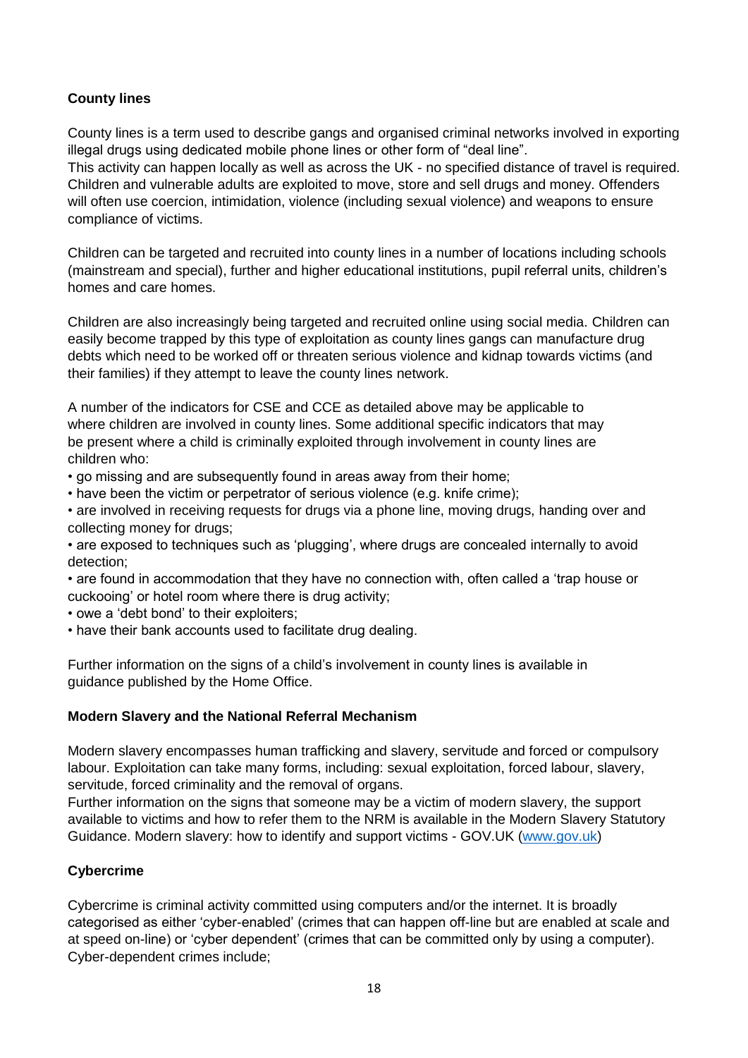**County lines**

County lines is a term used to describe gangs and organised criminal networks involved in exporting illegal drugs using dedicated mobile phone lines or other form of "deal line".
This activity can happen locally as well as across the UK - no specified distance of travel is required. Children and vulnerable adults are exploited to move, store and sell drugs and money. Offenders will often use coercion, intimidation, violence (including sexual violence) and weapons to ensure compliance of victims.

Children can be targeted and recruited into county lines in a number of locations including schools (mainstream and special), further and higher educational institutions, pupil referral units, children's homes and care homes.

Children are also increasingly being targeted and recruited online using social media. Children can easily become trapped by this type of exploitation as county lines gangs can manufacture drug debts which need to be worked off or threaten serious violence and kidnap towards victims (and their families) if they attempt to leave the county lines network.

A number of the indicators for CSE and CCE as detailed above may be applicable to where children are involved in county lines. Some additional specific indicators that may be present where a child is criminally exploited through involvement in county lines are children who:

- go missing and are subsequently found in areas away from their home;
- have been the victim or perpetrator of serious violence (e.g. knife crime);
- are involved in receiving requests for drugs via a phone line, moving drugs, handing over and collecting money for drugs;
- are exposed to techniques such as 'plugging', where drugs are concealed internally to avoid detection;
- are found in accommodation that they have no connection with, often called a 'trap house or cuckooing' or hotel room where there is drug activity;
- owe a 'debt bond' to their exploiters;
- have their bank accounts used to facilitate drug dealing.

Further information on the signs of a child's involvement in county lines is available in guidance published by the Home Office.

**Modern Slavery and the National Referral Mechanism**

Modern slavery encompasses human trafficking and slavery, servitude and forced or compulsory labour. Exploitation can take many forms, including: sexual exploitation, forced labour, slavery, servitude, forced criminality and the removal of organs.
Further information on the signs that someone may be a victim of modern slavery, the support available to victims and how to refer them to the NRM is available in the Modern Slavery Statutory Guidance. Modern slavery: how to identify and support victims - GOV.UK (www.gov.uk)

**Cybercrime**

Cybercrime is criminal activity committed using computers and/or the internet. It is broadly categorised as either 'cyber-enabled' (crimes that can happen off-line but are enabled at scale and at speed on-line) or 'cyber dependent' (crimes that can be committed only by using a computer). Cyber-dependent crimes include;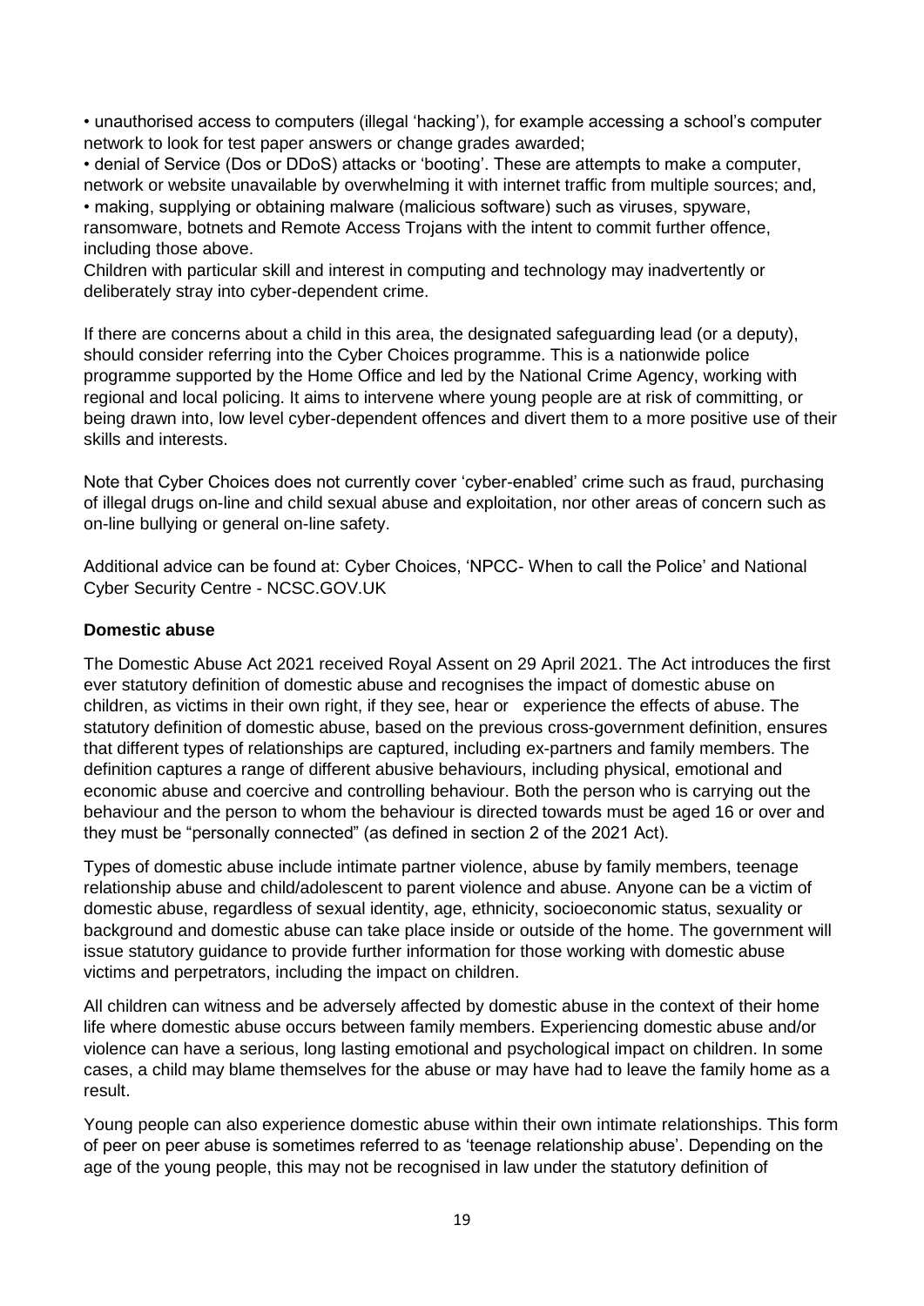• unauthorised access to computers (illegal 'hacking'), for example accessing a school's computer network to look for test paper answers or change grades awarded;
• denial of Service (Dos or DDoS) attacks or 'booting'. These are attempts to make a computer, network or website unavailable by overwhelming it with internet traffic from multiple sources; and,
• making, supplying or obtaining malware (malicious software) such as viruses, spyware, ransomware, botnets and Remote Access Trojans with the intent to commit further offence, including those above.

Children with particular skill and interest in computing and technology may inadvertently or deliberately stray into cyber-dependent crime.

If there are concerns about a child in this area, the designated safeguarding lead (or a deputy), should consider referring into the Cyber Choices programme. This is a nationwide police programme supported by the Home Office and led by the National Crime Agency, working with regional and local policing. It aims to intervene where young people are at risk of committing, or being drawn into, low level cyber-dependent offences and divert them to a more positive use of their skills and interests.

Note that Cyber Choices does not currently cover 'cyber-enabled' crime such as fraud, purchasing of illegal drugs on-line and child sexual abuse and exploitation, nor other areas of concern such as on-line bullying or general on-line safety.

Additional advice can be found at: Cyber Choices, 'NPCC- When to call the Police' and National Cyber Security Centre - NCSC.GOV.UK

**Domestic abuse**

The Domestic Abuse Act 2021 received Royal Assent on 29 April 2021. The Act introduces the first ever statutory definition of domestic abuse and recognises the impact of domestic abuse on children, as victims in their own right, if they see, hear or experience the effects of abuse. The statutory definition of domestic abuse, based on the previous cross-government definition, ensures that different types of relationships are captured, including ex-partners and family members. The definition captures a range of different abusive behaviours, including physical, emotional and economic abuse and coercive and controlling behaviour. Both the person who is carrying out the behaviour and the person to whom the behaviour is directed towards must be aged 16 or over and they must be "personally connected" (as defined in section 2 of the 2021 Act).

Types of domestic abuse include intimate partner violence, abuse by family members, teenage relationship abuse and child/adolescent to parent violence and abuse. Anyone can be a victim of domestic abuse, regardless of sexual identity, age, ethnicity, socioeconomic status, sexuality or background and domestic abuse can take place inside or outside of the home. The government will issue statutory guidance to provide further information for those working with domestic abuse victims and perpetrators, including the impact on children.

All children can witness and be adversely affected by domestic abuse in the context of their home life where domestic abuse occurs between family members. Experiencing domestic abuse and/or violence can have a serious, long lasting emotional and psychological impact on children. In some cases, a child may blame themselves for the abuse or may have had to leave the family home as a result.

Young people can also experience domestic abuse within their own intimate relationships. This form of peer on peer abuse is sometimes referred to as 'teenage relationship abuse'. Depending on the age of the young people, this may not be recognised in law under the statutory definition of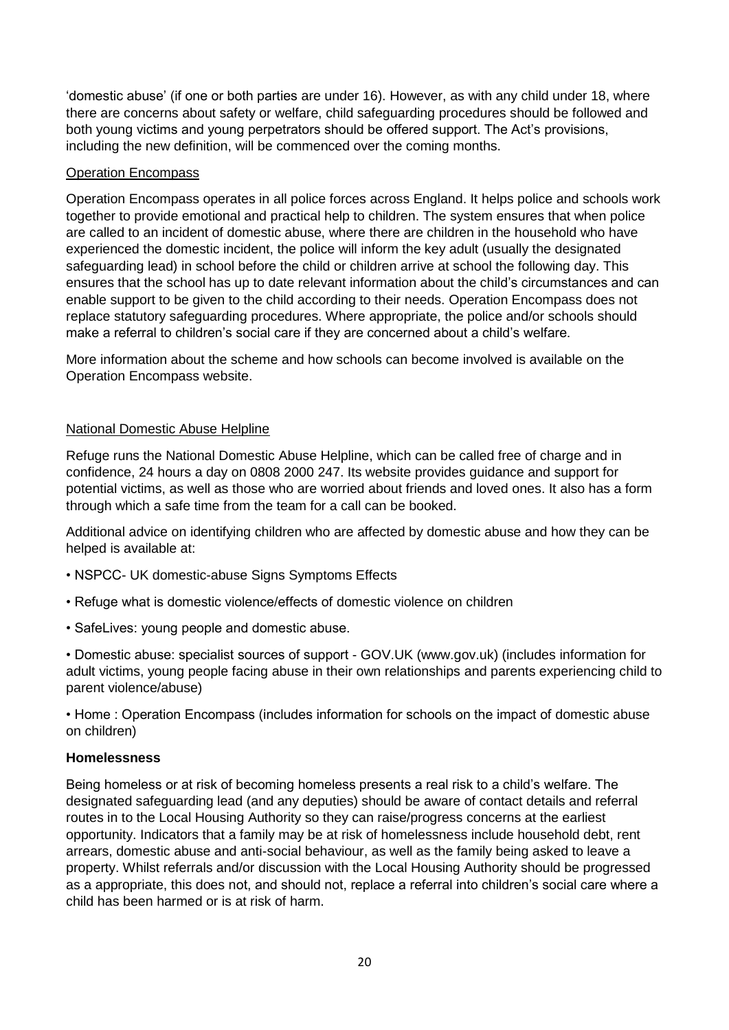'domestic abuse' (if one or both parties are under 16). However, as with any child under 18, where there are concerns about safety or welfare, child safeguarding procedures should be followed and both young victims and young perpetrators should be offered support. The Act's provisions, including the new definition, will be commenced over the coming months.

Operation Encompass

Operation Encompass operates in all police forces across England. It helps police and schools work together to provide emotional and practical help to children. The system ensures that when police are called to an incident of domestic abuse, where there are children in the household who have experienced the domestic incident, the police will inform the key adult (usually the designated safeguarding lead) in school before the child or children arrive at school the following day. This ensures that the school has up to date relevant information about the child's circumstances and can enable support to be given to the child according to their needs. Operation Encompass does not replace statutory safeguarding procedures. Where appropriate, the police and/or schools should make a referral to children's social care if they are concerned about a child's welfare.

More information about the scheme and how schools can become involved is available on the Operation Encompass website.

National Domestic Abuse Helpline

Refuge runs the National Domestic Abuse Helpline, which can be called free of charge and in confidence, 24 hours a day on 0808 2000 247. Its website provides guidance and support for potential victims, as well as those who are worried about friends and loved ones. It also has a form through which a safe time from the team for a call can be booked.

Additional advice on identifying children who are affected by domestic abuse and how they can be helped is available at:

- NSPCC- UK domestic-abuse Signs Symptoms Effects
- Refuge what is domestic violence/effects of domestic violence on children
- SafeLives: young people and domestic abuse.
- Domestic abuse: specialist sources of support - GOV.UK (www.gov.uk) (includes information for adult victims, young people facing abuse in their own relationships and parents experiencing child to parent violence/abuse)
- Home : Operation Encompass (includes information for schools on the impact of domestic abuse on children)

**Homelessness**

Being homeless or at risk of becoming homeless presents a real risk to a child's welfare. The designated safeguarding lead (and any deputies) should be aware of contact details and referral routes in to the Local Housing Authority so they can raise/progress concerns at the earliest opportunity. Indicators that a family may be at risk of homelessness include household debt, rent arrears, domestic abuse and anti-social behaviour, as well as the family being asked to leave a property. Whilst referrals and/or discussion with the Local Housing Authority should be progressed as a appropriate, this does not, and should not, replace a referral into children's social care where a child has been harmed or is at risk of harm.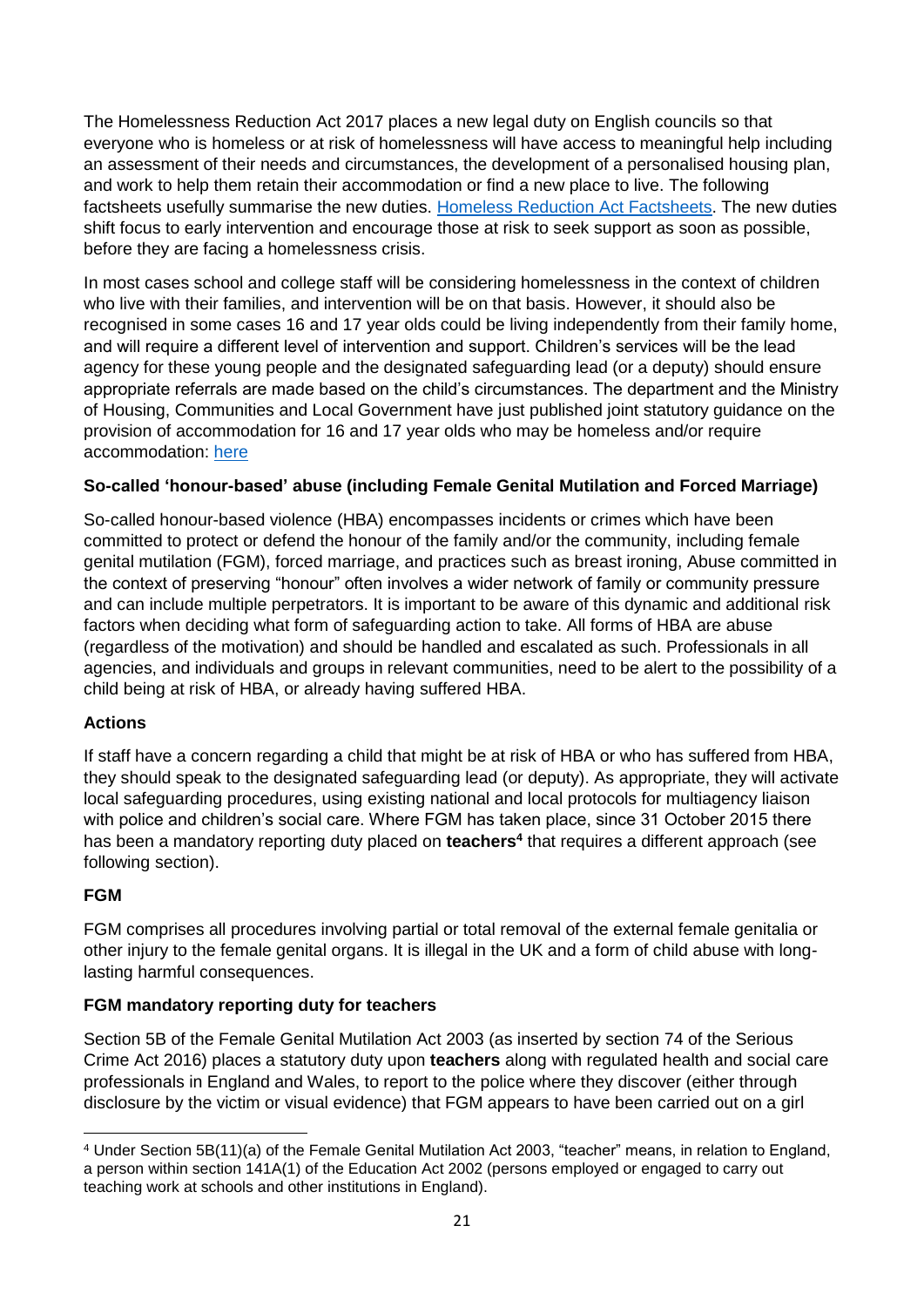The Homelessness Reduction Act 2017 places a new legal duty on English councils so that everyone who is homeless or at risk of homelessness will have access to meaningful help including an assessment of their needs and circumstances, the development of a personalised housing plan, and work to help them retain their accommodation or find a new place to live. The following factsheets usefully summarise the new duties. [Homeless Reduction Act Factsheets](). The new duties shift focus to early intervention and encourage those at risk to seek support as soon as possible, before they are facing a homelessness crisis.

In most cases school and college staff will be considering homelessness in the context of children who live with their families, and intervention will be on that basis. However, it should also be recognised in some cases 16 and 17 year olds could be living independently from their family home, and will require a different level of intervention and support. Children's services will be the lead agency for these young people and the designated safeguarding lead (or a deputy) should ensure appropriate referrals are made based on the child's circumstances. The department and the Ministry of Housing, Communities and Local Government have just published joint statutory guidance on the provision of accommodation for 16 and 17 year olds who may be homeless and/or require accommodation: [here]()

### So-called 'honour-based' abuse (including Female Genital Mutilation and Forced Marriage)

So-called honour-based violence (HBA) encompasses incidents or crimes which have been committed to protect or defend the honour of the family and/or the community, including female genital mutilation (FGM), forced marriage, and practices such as breast ironing, Abuse committed in the context of preserving "honour" often involves a wider network of family or community pressure and can include multiple perpetrators. It is important to be aware of this dynamic and additional risk factors when deciding what form of safeguarding action to take. All forms of HBA are abuse (regardless of the motivation) and should be handled and escalated as such. Professionals in all agencies, and individuals and groups in relevant communities, need to be alert to the possibility of a child being at risk of HBA, or already having suffered HBA.

### Actions

If staff have a concern regarding a child that might be at risk of HBA or who has suffered from HBA, they should speak to the designated safeguarding lead (or deputy). As appropriate, they will activate local safeguarding procedures, using existing national and local protocols for multiagency liaison with police and children's social care. Where FGM has taken place, since 31 October 2015 there has been a mandatory reporting duty placed on **teachers**[4] that requires a different approach (see following section).

### FGM

FGM comprises all procedures involving partial or total removal of the external female genitalia or other injury to the female genital organs. It is illegal in the UK and a form of child abuse with long-lasting harmful consequences.

### FGM mandatory reporting duty for teachers

Section 5B of the Female Genital Mutilation Act 2003 (as inserted by section 74 of the Serious Crime Act 2016) places a statutory duty upon **teachers** along with regulated health and social care professionals in England and Wales, to report to the police where they discover (either through disclosure by the victim or visual evidence) that FGM appears to have been carried out on a girl

---

[4] Under Section 5B(11)(a) of the Female Genital Mutilation Act 2003, "teacher" means, in relation to England, a person within section 141A(1) of the Education Act 2002 (persons employed or engaged to carry out teaching work at schools and other institutions in England).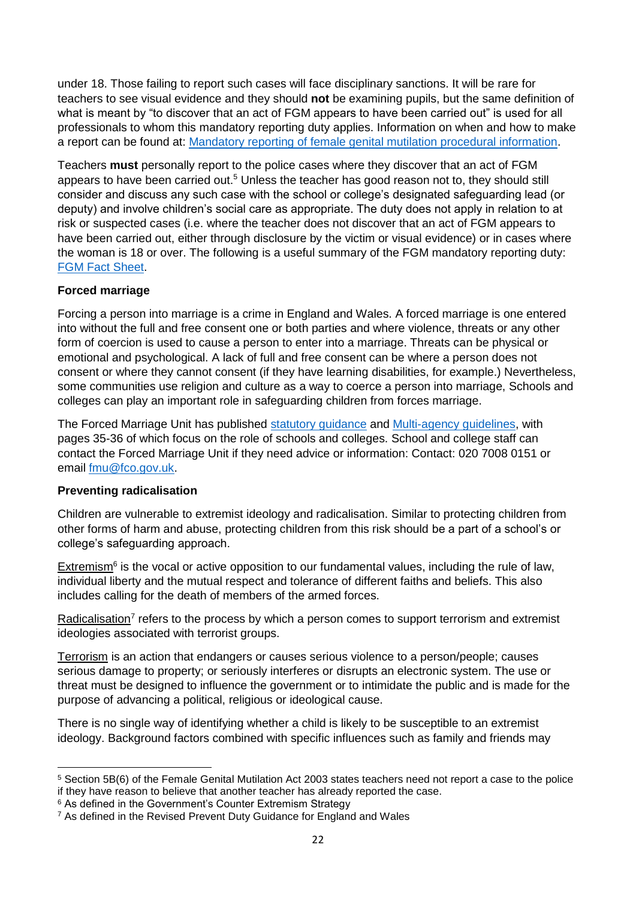under 18. Those failing to report such cases will face disciplinary sanctions. It will be rare for teachers to see visual evidence and they should **not** be examining pupils, but the same definition of what is meant by "to discover that an act of FGM appears to have been carried out" is used for all professionals to whom this mandatory reporting duty applies. Information on when and how to make a report can be found at: [Mandatory reporting of female genital mutilation procedural information](#).

Teachers **must** personally report to the police cases where they discover that an act of FGM appears to have been carried out.[5] Unless the teacher has good reason not to, they should still consider and discuss any such case with the school or college's designated safeguarding lead (or deputy) and involve children's social care as appropriate. The duty does not apply in relation to at risk or suspected cases (i.e. where the teacher does not discover that an act of FGM appears to have been carried out, either through disclosure by the victim or visual evidence) or in cases where the woman is 18 or over. The following is a useful summary of the FGM mandatory reporting duty: [FGM Fact Sheet](#).

**Forced marriage**

Forcing a person into marriage is a crime in England and Wales. A forced marriage is one entered into without the full and free consent one or both parties and where violence, threats or any other form of coercion is used to cause a person to enter into a marriage. Threats can be physical or emotional and psychological. A lack of full and free consent can be where a person does not consent or where they cannot consent (if they have learning disabilities, for example.) Nevertheless, some communities use religion and culture as a way to coerce a person into marriage, Schools and colleges can play an important role in safeguarding children from forces marriage.

The Forced Marriage Unit has published [statutory guidance](#) and [Multi-agency guidelines](#), with pages 35-36 of which focus on the role of schools and colleges. School and college staff can contact the Forced Marriage Unit if they need advice or information: Contact: 020 7008 0151 or email [fmu@fco.gov.uk](mailto:fmu@fco.gov.uk).

**Preventing radicalisation**

Children are vulnerable to extremist ideology and radicalisation. Similar to protecting children from other forms of harm and abuse, protecting children from this risk should be a part of a school's or college's safeguarding approach.

<u>Extremism</u>[6] is the vocal or active opposition to our fundamental values, including the rule of law, individual liberty and the mutual respect and tolerance of different faiths and beliefs. This also includes calling for the death of members of the armed forces.

<u>Radicalisation</u>[7] refers to the process by which a person comes to support terrorism and extremist ideologies associated with terrorist groups.

<u>Terrorism</u> is an action that endangers or causes serious violence to a person/people; causes serious damage to property; or seriously interferes or disrupts an electronic system. The use or threat must be designed to influence the government or to intimidate the public and is made for the purpose of advancing a political, religious or ideological cause.

There is no single way of identifying whether a child is likely to be susceptible to an extremist ideology. Background factors combined with specific influences such as family and friends may

---

[5] Section 5B(6) of the Female Genital Mutilation Act 2003 states teachers need not report a case to the police if they have reason to believe that another teacher has already reported the case.

[6] As defined in the Government's Counter Extremism Strategy

[7] As defined in the Revised Prevent Duty Guidance for England and Wales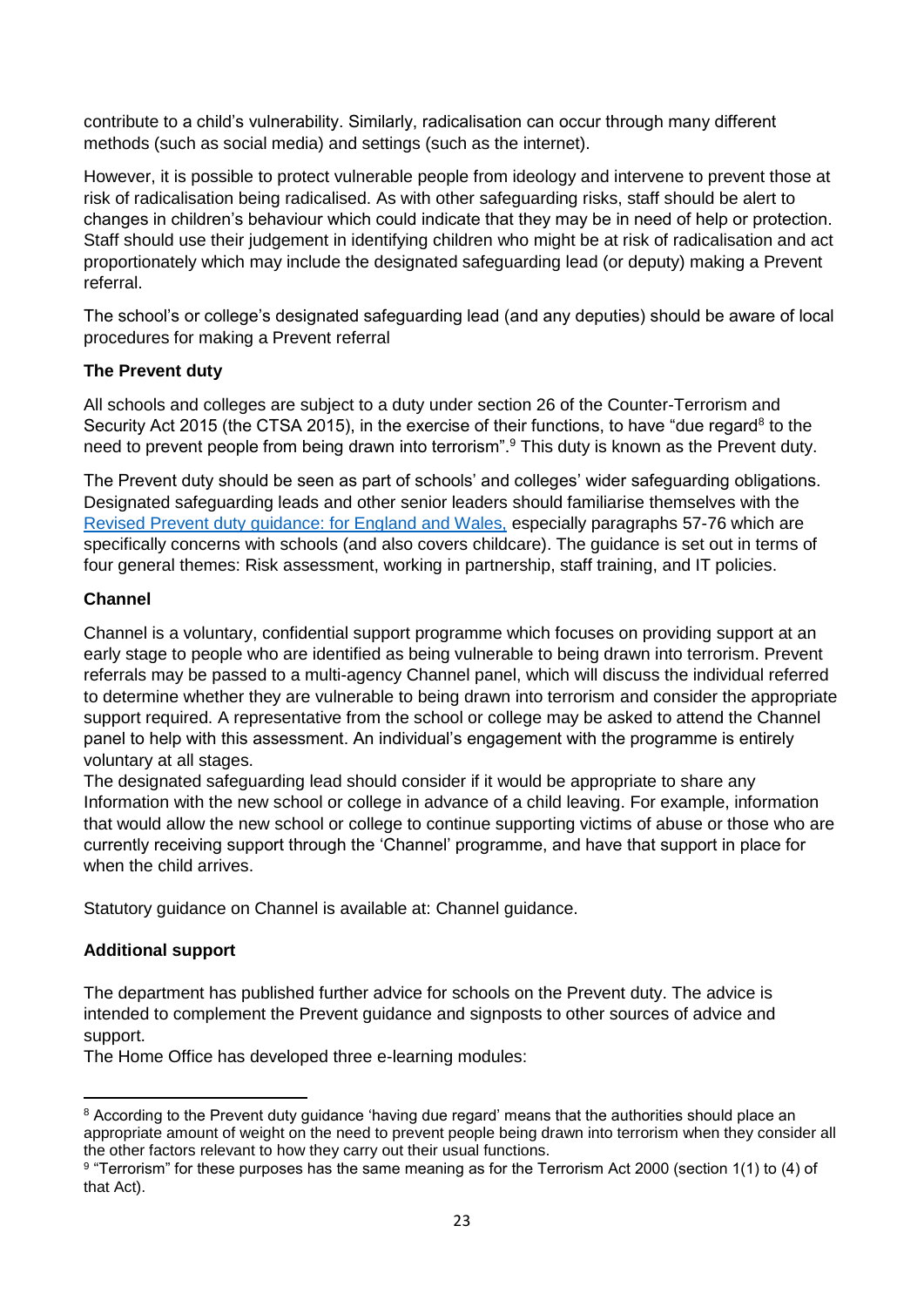contribute to a child's vulnerability. Similarly, radicalisation can occur through many different methods (such as social media) and settings (such as the internet).

However, it is possible to protect vulnerable people from ideology and intervene to prevent those at risk of radicalisation being radicalised. As with other safeguarding risks, staff should be alert to changes in children's behaviour which could indicate that they may be in need of help or protection. Staff should use their judgement in identifying children who might be at risk of radicalisation and act proportionately which may include the designated safeguarding lead (or deputy) making a Prevent referral.

The school's or college's designated safeguarding lead (and any deputies) should be aware of local procedures for making a Prevent referral

**The Prevent duty**

All schools and colleges are subject to a duty under section 26 of the Counter-Terrorism and Security Act 2015 (the CTSA 2015), in the exercise of their functions, to have "due regard[8] to the need to prevent people from being drawn into terrorism".[9] This duty is known as the Prevent duty.

The Prevent duty should be seen as part of schools' and colleges' wider safeguarding obligations. Designated safeguarding leads and other senior leaders should familiarise themselves with the [Revised Prevent duty guidance: for England and Wales,]() especially paragraphs 57-76 which are specifically concerns with schools (and also covers childcare). The guidance is set out in terms of four general themes: Risk assessment, working in partnership, staff training, and IT policies.

**Channel**

Channel is a voluntary, confidential support programme which focuses on providing support at an early stage to people who are identified as being vulnerable to being drawn into terrorism. Prevent referrals may be passed to a multi-agency Channel panel, which will discuss the individual referred to determine whether they are vulnerable to being drawn into terrorism and consider the appropriate support required. A representative from the school or college may be asked to attend the Channel panel to help with this assessment. An individual's engagement with the programme is entirely voluntary at all stages.
The designated safeguarding lead should consider if it would be appropriate to share any Information with the new school or college in advance of a child leaving. For example, information that would allow the new school or college to continue supporting victims of abuse or those who are currently receiving support through the 'Channel' programme, and have that support in place for when the child arrives.

Statutory guidance on Channel is available at: Channel guidance.

**Additional support**

The department has published further advice for schools on the Prevent duty. The advice is intended to complement the Prevent guidance and signposts to other sources of advice and support.
The Home Office has developed three e-learning modules:

---

[8] According to the Prevent duty guidance 'having due regard' means that the authorities should place an appropriate amount of weight on the need to prevent people being drawn into terrorism when they consider all the other factors relevant to how they carry out their usual functions.

[9] "Terrorism" for these purposes has the same meaning as for the Terrorism Act 2000 (section 1(1) to (4) of that Act).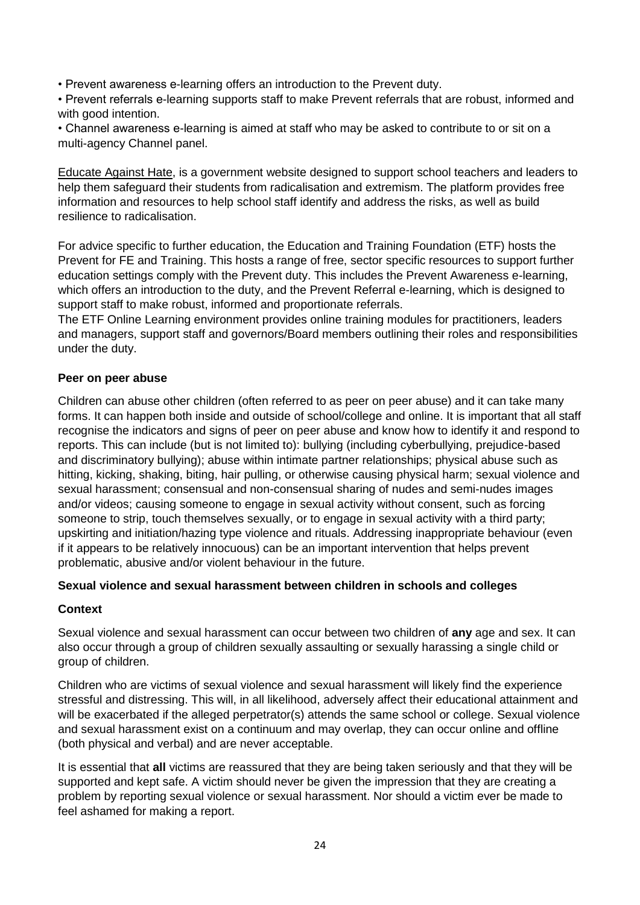- Prevent awareness e-learning offers an introduction to the Prevent duty.
- Prevent referrals e-learning supports staff to make Prevent referrals that are robust, informed and with good intention.
- Channel awareness e-learning is aimed at staff who may be asked to contribute to or sit on a multi-agency Channel panel.

Educate Against Hate, is a government website designed to support school teachers and leaders to help them safeguard their students from radicalisation and extremism. The platform provides free information and resources to help school staff identify and address the risks, as well as build resilience to radicalisation.

For advice specific to further education, the Education and Training Foundation (ETF) hosts the Prevent for FE and Training. This hosts a range of free, sector specific resources to support further education settings comply with the Prevent duty. This includes the Prevent Awareness e-learning, which offers an introduction to the duty, and the Prevent Referral e-learning, which is designed to support staff to make robust, informed and proportionate referrals.
The ETF Online Learning environment provides online training modules for practitioners, leaders and managers, support staff and governors/Board members outlining their roles and responsibilities under the duty.

**Peer on peer abuse**

Children can abuse other children (often referred to as peer on peer abuse) and it can take many forms. It can happen both inside and outside of school/college and online. It is important that all staff recognise the indicators and signs of peer on peer abuse and know how to identify it and respond to reports. This can include (but is not limited to): bullying (including cyberbullying, prejudice-based and discriminatory bullying); abuse within intimate partner relationships; physical abuse such as hitting, kicking, shaking, biting, hair pulling, or otherwise causing physical harm; sexual violence and sexual harassment; consensual and non-consensual sharing of nudes and semi-nudes images and/or videos; causing someone to engage in sexual activity without consent, such as forcing someone to strip, touch themselves sexually, or to engage in sexual activity with a third party; upskirting and initiation/hazing type violence and rituals. Addressing inappropriate behaviour (even if it appears to be relatively innocuous) can be an important intervention that helps prevent problematic, abusive and/or violent behaviour in the future.

**Sexual violence and sexual harassment between children in schools and colleges**

**Context**

Sexual violence and sexual harassment can occur between two children of **any** age and sex. It can also occur through a group of children sexually assaulting or sexually harassing a single child or group of children.

Children who are victims of sexual violence and sexual harassment will likely find the experience stressful and distressing. This will, in all likelihood, adversely affect their educational attainment and will be exacerbated if the alleged perpetrator(s) attends the same school or college. Sexual violence and sexual harassment exist on a continuum and may overlap, they can occur online and offline (both physical and verbal) and are never acceptable.

It is essential that **all** victims are reassured that they are being taken seriously and that they will be supported and kept safe. A victim should never be given the impression that they are creating a problem by reporting sexual violence or sexual harassment. Nor should a victim ever be made to feel ashamed for making a report.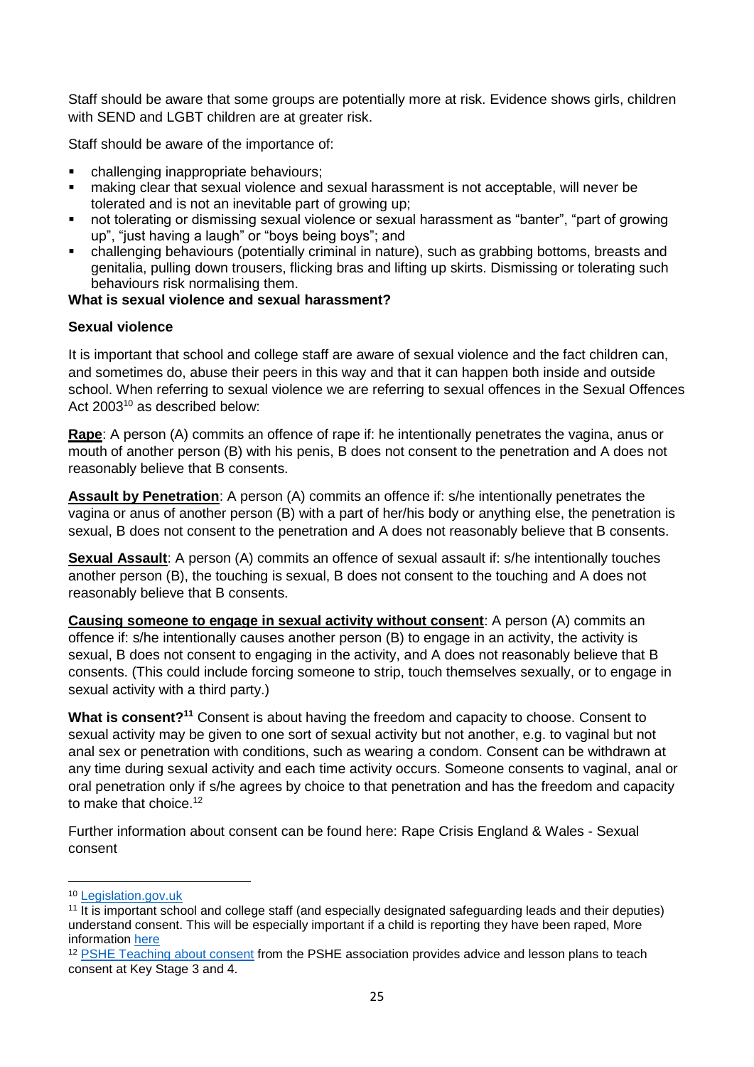Staff should be aware that some groups are potentially more at risk. Evidence shows girls, children with SEND and LGBT children are at greater risk.

Staff should be aware of the importance of:

- challenging inappropriate behaviours;
- making clear that sexual violence and sexual harassment is not acceptable, will never be tolerated and is not an inevitable part of growing up;
- not tolerating or dismissing sexual violence or sexual harassment as "banter", "part of growing up", "just having a laugh" or "boys being boys"; and
- challenging behaviours (potentially criminal in nature), such as grabbing bottoms, breasts and genitalia, pulling down trousers, flicking bras and lifting up skirts. Dismissing or tolerating such behaviours risk normalising them.

**What is sexual violence and sexual harassment?**

**Sexual violence**

It is important that school and college staff are aware of sexual violence and the fact children can, and sometimes do, abuse their peers in this way and that it can happen both inside and outside school. When referring to sexual violence we are referring to sexual offences in the Sexual Offences Act 2003[10] as described below:

**Rape**: A person (A) commits an offence of rape if: he intentionally penetrates the vagina, anus or mouth of another person (B) with his penis, B does not consent to the penetration and A does not reasonably believe that B consents.

**Assault by Penetration**: A person (A) commits an offence if: s/he intentionally penetrates the vagina or anus of another person (B) with a part of her/his body or anything else, the penetration is sexual, B does not consent to the penetration and A does not reasonably believe that B consents.

**Sexual Assault**: A person (A) commits an offence of sexual assault if: s/he intentionally touches another person (B), the touching is sexual, B does not consent to the touching and A does not reasonably believe that B consents.

**Causing someone to engage in sexual activity without consent**: A person (A) commits an offence if: s/he intentionally causes another person (B) to engage in an activity, the activity is sexual, B does not consent to engaging in the activity, and A does not reasonably believe that B consents. (This could include forcing someone to strip, touch themselves sexually, or to engage in sexual activity with a third party.)

**What is consent?**[11] Consent is about having the freedom and capacity to choose. Consent to sexual activity may be given to one sort of sexual activity but not another, e.g. to vaginal but not anal sex or penetration with conditions, such as wearing a condom. Consent can be withdrawn at any time during sexual activity and each time activity occurs. Someone consents to vaginal, anal or oral penetration only if s/he agrees by choice to that penetration and has the freedom and capacity to make that choice.[12]

Further information about consent can be found here: Rape Crisis England & Wales - Sexual consent

---

[10] Legislation.gov.uk

[11] It is important school and college staff (and especially designated safeguarding leads and their deputies) understand consent. This will be especially important if a child is reporting they have been raped, More information here

[12] PSHE Teaching about consent from the PSHE association provides advice and lesson plans to teach consent at Key Stage 3 and 4.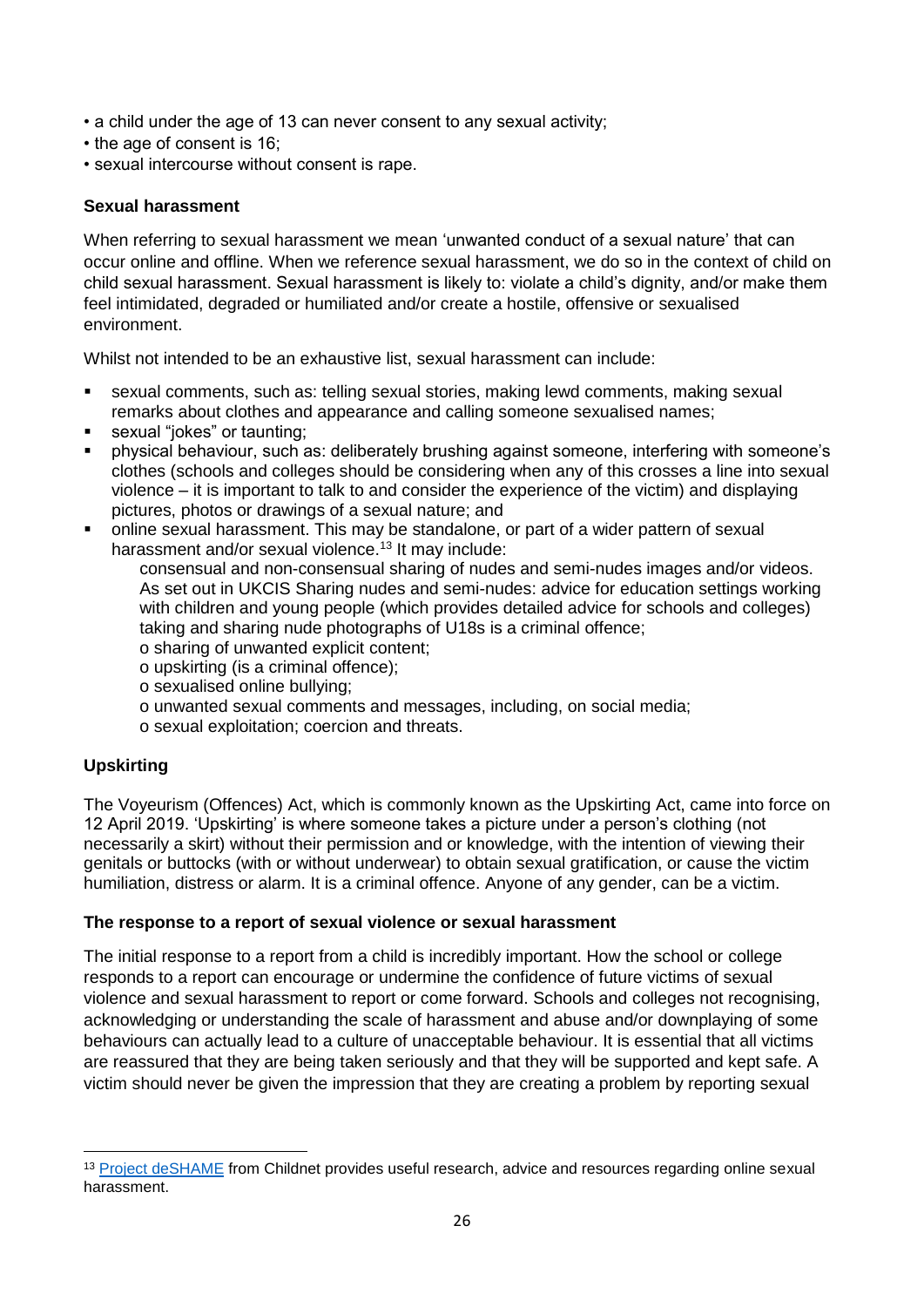- a child under the age of 13 can never consent to any sexual activity;
- the age of consent is 16;
- sexual intercourse without consent is rape.

**Sexual harassment**

When referring to sexual harassment we mean 'unwanted conduct of a sexual nature' that can occur online and offline. When we reference sexual harassment, we do so in the context of child on child sexual harassment. Sexual harassment is likely to: violate a child's dignity, and/or make them feel intimidated, degraded or humiliated and/or create a hostile, offensive or sexualised environment.

Whilst not intended to be an exhaustive list, sexual harassment can include:

- sexual comments, such as: telling sexual stories, making lewd comments, making sexual remarks about clothes and appearance and calling someone sexualised names;
- sexual "jokes" or taunting;
- physical behaviour, such as: deliberately brushing against someone, interfering with someone's clothes (schools and colleges should be considering when any of this crosses a line into sexual violence – it is important to talk to and consider the experience of the victim) and displaying pictures, photos or drawings of a sexual nature; and
- online sexual harassment. This may be standalone, or part of a wider pattern of sexual harassment and/or sexual violence.[13] It may include:
  - consensual and non-consensual sharing of nudes and semi-nudes images and/or videos. As set out in UKCIS Sharing nudes and semi-nudes: advice for education settings working with children and young people (which provides detailed advice for schools and colleges) taking and sharing nude photographs of U18s is a criminal offence;
  - sharing of unwanted explicit content;
  - upskirting (is a criminal offence);
  - sexualised online bullying;
  - unwanted sexual comments and messages, including, on social media;
  - sexual exploitation; coercion and threats.

**Upskirting**

The Voyeurism (Offences) Act, which is commonly known as the Upskirting Act, came into force on 12 April 2019. 'Upskirting' is where someone takes a picture under a person's clothing (not necessarily a skirt) without their permission and or knowledge, with the intention of viewing their genitals or buttocks (with or without underwear) to obtain sexual gratification, or cause the victim humiliation, distress or alarm. It is a criminal offence. Anyone of any gender, can be a victim.

**The response to a report of sexual violence or sexual harassment**

The initial response to a report from a child is incredibly important. How the school or college responds to a report can encourage or undermine the confidence of future victims of sexual violence and sexual harassment to report or come forward. Schools and colleges not recognising, acknowledging or understanding the scale of harassment and abuse and/or downplaying of some behaviours can actually lead to a culture of unacceptable behaviour. It is essential that all victims are reassured that they are being taken seriously and that they will be supported and kept safe. A victim should never be given the impression that they are creating a problem by reporting sexual

---

[13] Project deSHAME from Childnet provides useful research, advice and resources regarding online sexual harassment.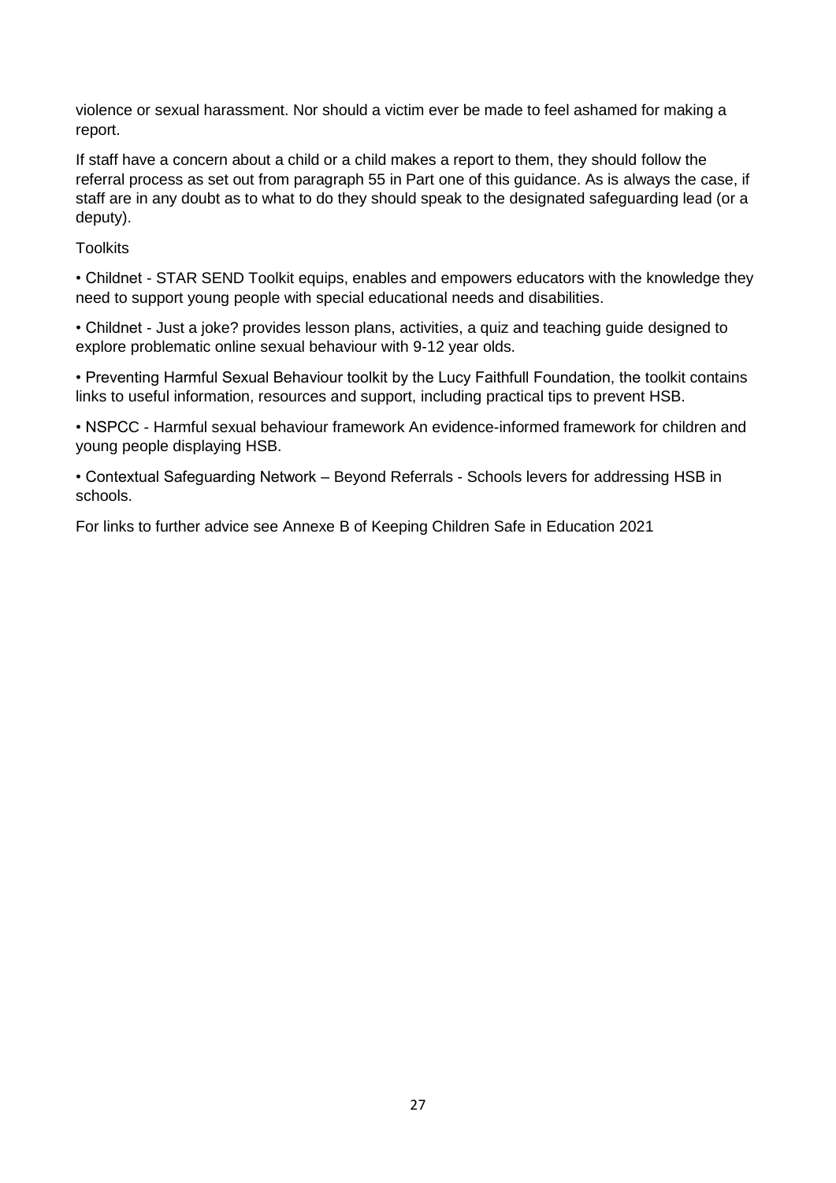violence or sexual harassment. Nor should a victim ever be made to feel ashamed for making a report.

If staff have a concern about a child or a child makes a report to them, they should follow the referral process as set out from paragraph 55 in Part one of this guidance. As is always the case, if staff are in any doubt as to what to do they should speak to the designated safeguarding lead (or a deputy).

Toolkits

- Childnet - STAR SEND Toolkit equips, enables and empowers educators with the knowledge they need to support young people with special educational needs and disabilities.
- Childnet - Just a joke? provides lesson plans, activities, a quiz and teaching guide designed to explore problematic online sexual behaviour with 9-12 year olds.
- Preventing Harmful Sexual Behaviour toolkit by the Lucy Faithfull Foundation, the toolkit contains links to useful information, resources and support, including practical tips to prevent HSB.
- NSPCC - Harmful sexual behaviour framework An evidence-informed framework for children and young people displaying HSB.
- Contextual Safeguarding Network – Beyond Referrals - Schools levers for addressing HSB in schools.

For links to further advice see Annexe B of Keeping Children Safe in Education 2021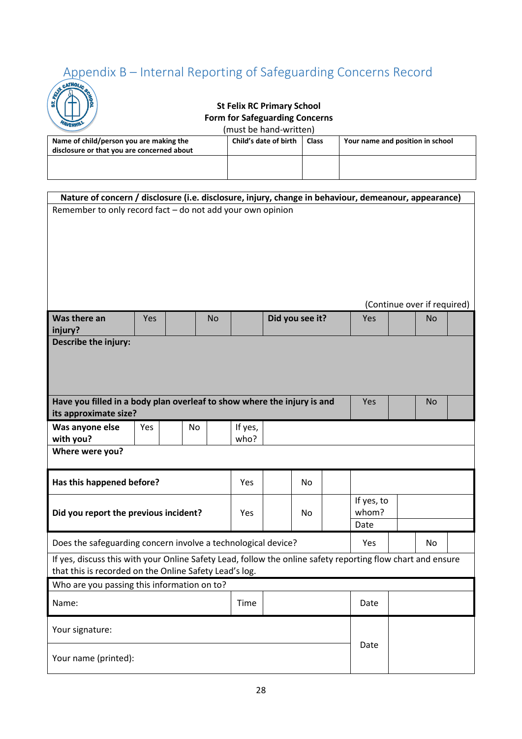## Appendix B – Internal Reporting of Safeguarding Concerns Record

**St Felix RC Primary School**
**Form for Safeguarding Concerns**
(must be hand-written)

| **Name of child/person you are making the disclosure or that you are concerned about** | **Child's date of birth** | **Class** | **Your name and position in school** |
|---|---|---|---|
| | | | |

| **Nature of concern / disclosure (i.e. disclosure, injury, change in behaviour, demeanour, appearance)** |
|---|
| Remember to only record fact – do not add your own opinion<br><br><br><br>(Continue over if required) |

| **Was there an injury?** | Yes | | No | | **Did you see it?** | Yes | | No | |
|---|---|---|---|---|---|---|---|---|---|
| **Describe the injury:** | | | | | | | | | |
| **Have you filled in a body plan overleaf to show where the injury is and its approximate size?** | | | | | | Yes | | No | |
| **Was anyone else with you?** | Yes | | No | | If yes, who? | | | | |
| **Where were you?** | | | | | | | | | |

| **Has this happened before?** | Yes | | No | | | |
|---|---|---|---|---|---|---|
| **Did you report the previous incident?** | Yes | | No | | If yes, to whom? | |
| | | | | | Date | |

| Does the safeguarding concern involve a technological device? | Yes | | No | |
|---|---|---|---|---|
| If yes, discuss this with your Online Safety Lead, follow the online safety reporting flow chart and ensure that this is recorded on the Online Safety Lead's log. | | | | |

| Who are you passing this information on to? | | | | |
|---|---|---|---|---|
| Name: | Time | | Date | |

| Your signature: | Date | |
|---|---|---|
| Your name (printed): | | |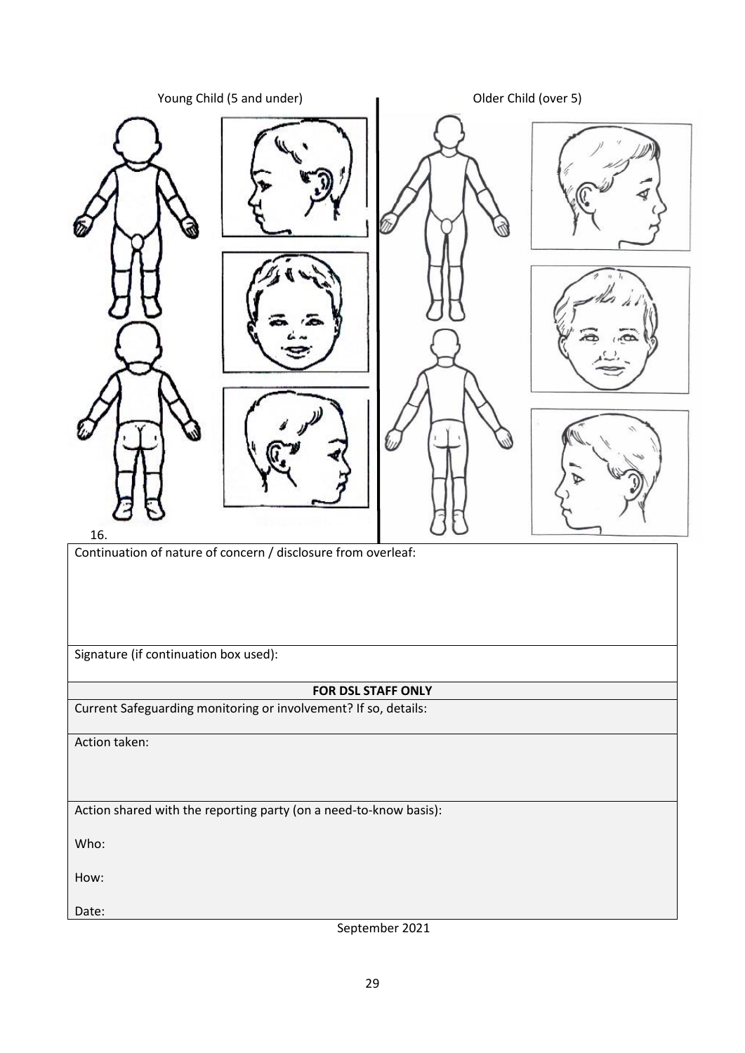Young Child (5 and under) | Older Child (over 5)

16.

| Continuation of nature of concern / disclosure from overleaf: |
|---|
| Signature (if continuation box used): |
| **FOR DSL STAFF ONLY** |
| Current Safeguarding monitoring or involvement? If so, details: |
| Action taken: |
| Action shared with the reporting party (on a need-to-know basis):<br><br>Who:<br><br>How:<br><br>Date: |

September 2021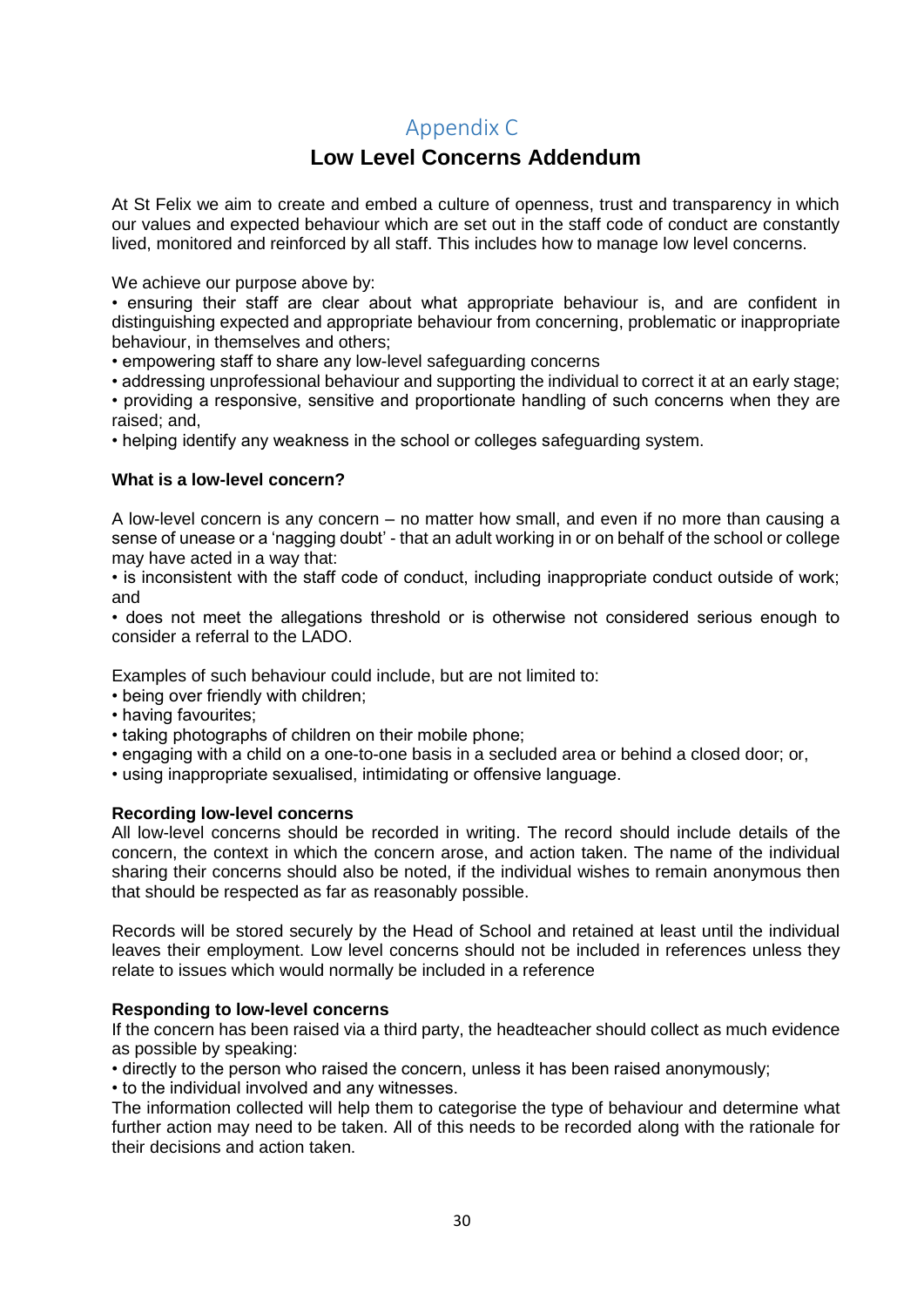## Appendix C

# Low Level Concerns Addendum

At St Felix we aim to create and embed a culture of openness, trust and transparency in which our values and expected behaviour which are set out in the staff code of conduct are constantly lived, monitored and reinforced by all staff. This includes how to manage low level concerns.

We achieve our purpose above by:

- ensuring their staff are clear about what appropriate behaviour is, and are confident in distinguishing expected and appropriate behaviour from concerning, problematic or inappropriate behaviour, in themselves and others;
- empowering staff to share any low-level safeguarding concerns
- addressing unprofessional behaviour and supporting the individual to correct it at an early stage;
- providing a responsive, sensitive and proportionate handling of such concerns when they are raised; and,
- helping identify any weakness in the school or colleges safeguarding system.

**What is a low-level concern?**

A low-level concern is any concern – no matter how small, and even if no more than causing a sense of unease or a 'nagging doubt' - that an adult working in or on behalf of the school or college may have acted in a way that:

- is inconsistent with the staff code of conduct, including inappropriate conduct outside of work; and
- does not meet the allegations threshold or is otherwise not considered serious enough to consider a referral to the LADO.

Examples of such behaviour could include, but are not limited to:

- being over friendly with children;
- having favourites;
- taking photographs of children on their mobile phone;
- engaging with a child on a one-to-one basis in a secluded area or behind a closed door; or,
- using inappropriate sexualised, intimidating or offensive language.

**Recording low-level concerns**

All low-level concerns should be recorded in writing. The record should include details of the concern, the context in which the concern arose, and action taken. The name of the individual sharing their concerns should also be noted, if the individual wishes to remain anonymous then that should be respected as far as reasonably possible.

Records will be stored securely by the Head of School and retained at least until the individual leaves their employment. Low level concerns should not be included in references unless they relate to issues which would normally be included in a reference

**Responding to low-level concerns**

If the concern has been raised via a third party, the headteacher should collect as much evidence as possible by speaking:

- directly to the person who raised the concern, unless it has been raised anonymously;
- to the individual involved and any witnesses.

The information collected will help them to categorise the type of behaviour and determine what further action may need to be taken. All of this needs to be recorded along with the rationale for their decisions and action taken.